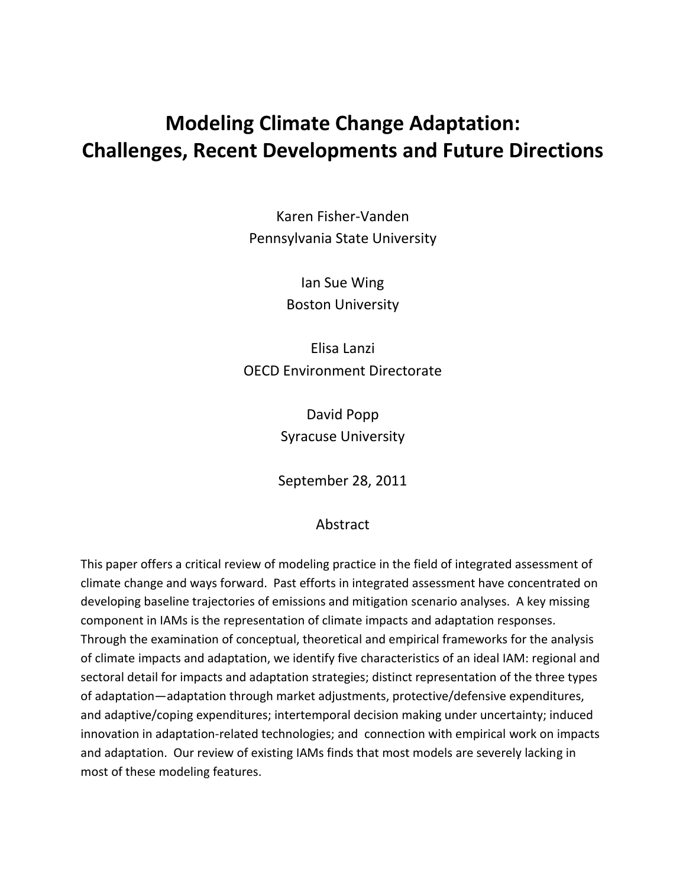# Modeling Climate Change Adaptation: Challenges, Recent Developments and Future Directions

Karen Fisher-Vanden
Pennsylvania State University

Ian Sue Wing
Boston University

Elisa Lanzi
OECD Environment Directorate

David Popp
Syracuse University

September 28, 2011

## Abstract

This paper offers a critical review of modeling practice in the field of integrated assessment of climate change and ways forward. Past efforts in integrated assessment have concentrated on developing baseline trajectories of emissions and mitigation scenario analyses. A key missing component in IAMs is the representation of climate impacts and adaptation responses. Through the examination of conceptual, theoretical and empirical frameworks for the analysis of climate impacts and adaptation, we identify five characteristics of an ideal IAM: regional and sectoral detail for impacts and adaptation strategies; distinct representation of the three types of adaptation—adaptation through market adjustments, protective/defensive expenditures, and adaptive/coping expenditures; intertemporal decision making under uncertainty; induced innovation in adaptation-related technologies; and connection with empirical work on impacts and adaptation. Our review of existing IAMs finds that most models are severely lacking in most of these modeling features.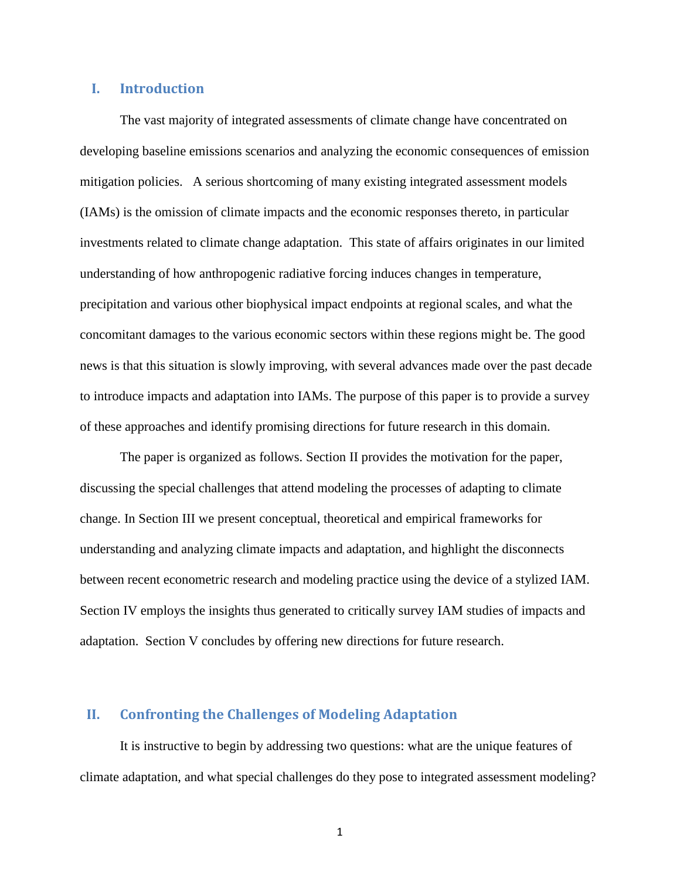## I. Introduction

The vast majority of integrated assessments of climate change have concentrated on developing baseline emissions scenarios and analyzing the economic consequences of emission mitigation policies. A serious shortcoming of many existing integrated assessment models (IAMs) is the omission of climate impacts and the economic responses thereto, in particular investments related to climate change adaptation. This state of affairs originates in our limited understanding of how anthropogenic radiative forcing induces changes in temperature, precipitation and various other biophysical impact endpoints at regional scales, and what the concomitant damages to the various economic sectors within these regions might be. The good news is that this situation is slowly improving, with several advances made over the past decade to introduce impacts and adaptation into IAMs. The purpose of this paper is to provide a survey of these approaches and identify promising directions for future research in this domain.

The paper is organized as follows. Section II provides the motivation for the paper, discussing the special challenges that attend modeling the processes of adapting to climate change. In Section III we present conceptual, theoretical and empirical frameworks for understanding and analyzing climate impacts and adaptation, and highlight the disconnects between recent econometric research and modeling practice using the device of a stylized IAM. Section IV employs the insights thus generated to critically survey IAM studies of impacts and adaptation. Section V concludes by offering new directions for future research.

## II. Confronting the Challenges of Modeling Adaptation

It is instructive to begin by addressing two questions: what are the unique features of climate adaptation, and what special challenges do they pose to integrated assessment modeling?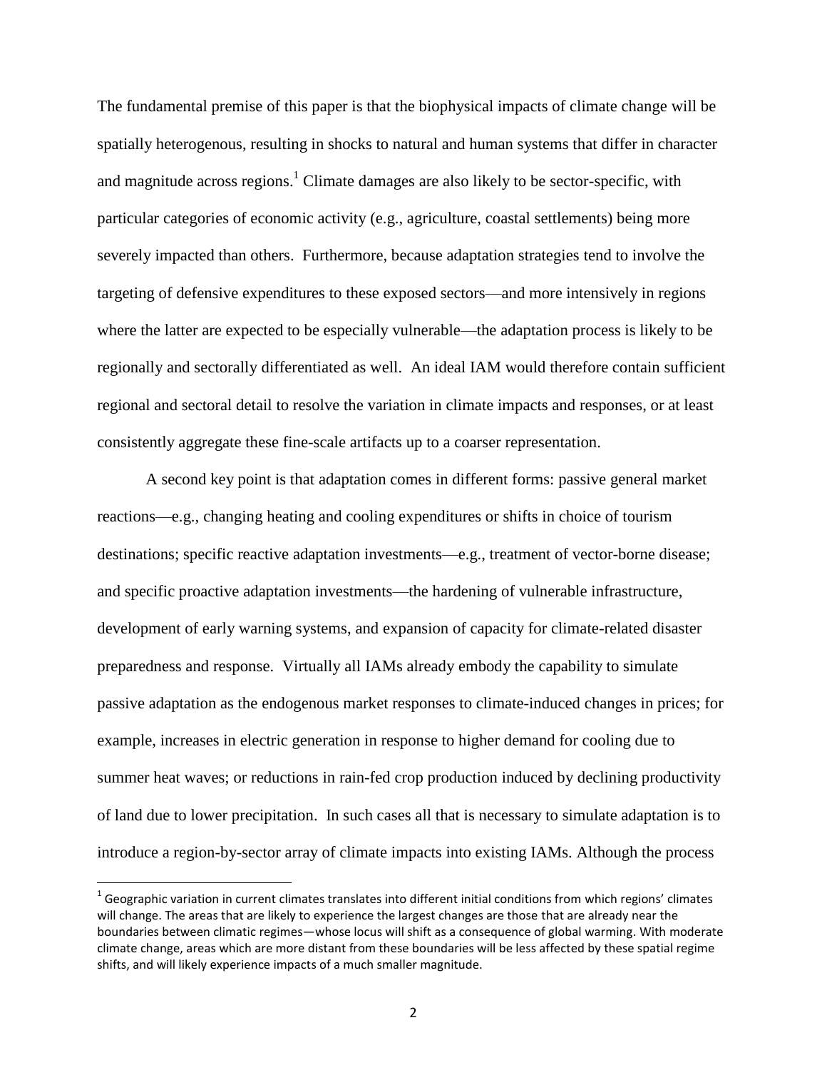The fundamental premise of this paper is that the biophysical impacts of climate change will be spatially heterogenous, resulting in shocks to natural and human systems that differ in character and magnitude across regions.[1] Climate damages are also likely to be sector-specific, with particular categories of economic activity (e.g., agriculture, coastal settlements) being more severely impacted than others. Furthermore, because adaptation strategies tend to involve the targeting of defensive expenditures to these exposed sectors—and more intensively in regions where the latter are expected to be especially vulnerable—the adaptation process is likely to be regionally and sectorally differentiated as well. An ideal IAM would therefore contain sufficient regional and sectoral detail to resolve the variation in climate impacts and responses, or at least consistently aggregate these fine-scale artifacts up to a coarser representation.

A second key point is that adaptation comes in different forms: passive general market reactions—e.g., changing heating and cooling expenditures or shifts in choice of tourism destinations; specific reactive adaptation investments—e.g., treatment of vector-borne disease; and specific proactive adaptation investments—the hardening of vulnerable infrastructure, development of early warning systems, and expansion of capacity for climate-related disaster preparedness and response. Virtually all IAMs already embody the capability to simulate passive adaptation as the endogenous market responses to climate-induced changes in prices; for example, increases in electric generation in response to higher demand for cooling due to summer heat waves; or reductions in rain-fed crop production induced by declining productivity of land due to lower precipitation. In such cases all that is necessary to simulate adaptation is to introduce a region-by-sector array of climate impacts into existing IAMs. Although the process

[1] Geographic variation in current climates translates into different initial conditions from which regions' climates will change. The areas that are likely to experience the largest changes are those that are already near the boundaries between climatic regimes—whose locus will shift as a consequence of global warming. With moderate climate change, areas which are more distant from these boundaries will be less affected by these spatial regime shifts, and will likely experience impacts of a much smaller magnitude.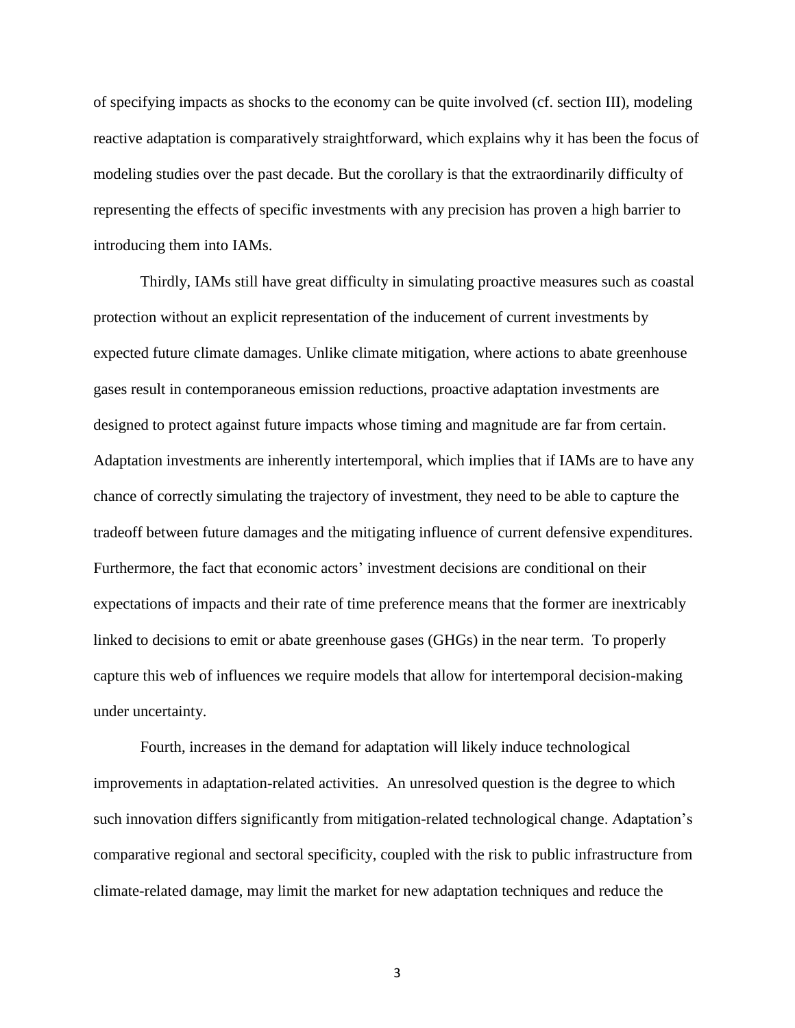of specifying impacts as shocks to the economy can be quite involved (cf. section III), modeling reactive adaptation is comparatively straightforward, which explains why it has been the focus of modeling studies over the past decade. But the corollary is that the extraordinarily difficulty of representing the effects of specific investments with any precision has proven a high barrier to introducing them into IAMs.

Thirdly, IAMs still have great difficulty in simulating proactive measures such as coastal protection without an explicit representation of the inducement of current investments by expected future climate damages. Unlike climate mitigation, where actions to abate greenhouse gases result in contemporaneous emission reductions, proactive adaptation investments are designed to protect against future impacts whose timing and magnitude are far from certain. Adaptation investments are inherently intertemporal, which implies that if IAMs are to have any chance of correctly simulating the trajectory of investment, they need to be able to capture the tradeoff between future damages and the mitigating influence of current defensive expenditures. Furthermore, the fact that economic actors' investment decisions are conditional on their expectations of impacts and their rate of time preference means that the former are inextricably linked to decisions to emit or abate greenhouse gases (GHGs) in the near term. To properly capture this web of influences we require models that allow for intertemporal decision-making under uncertainty.

Fourth, increases in the demand for adaptation will likely induce technological improvements in adaptation-related activities. An unresolved question is the degree to which such innovation differs significantly from mitigation-related technological change. Adaptation's comparative regional and sectoral specificity, coupled with the risk to public infrastructure from climate-related damage, may limit the market for new adaptation techniques and reduce the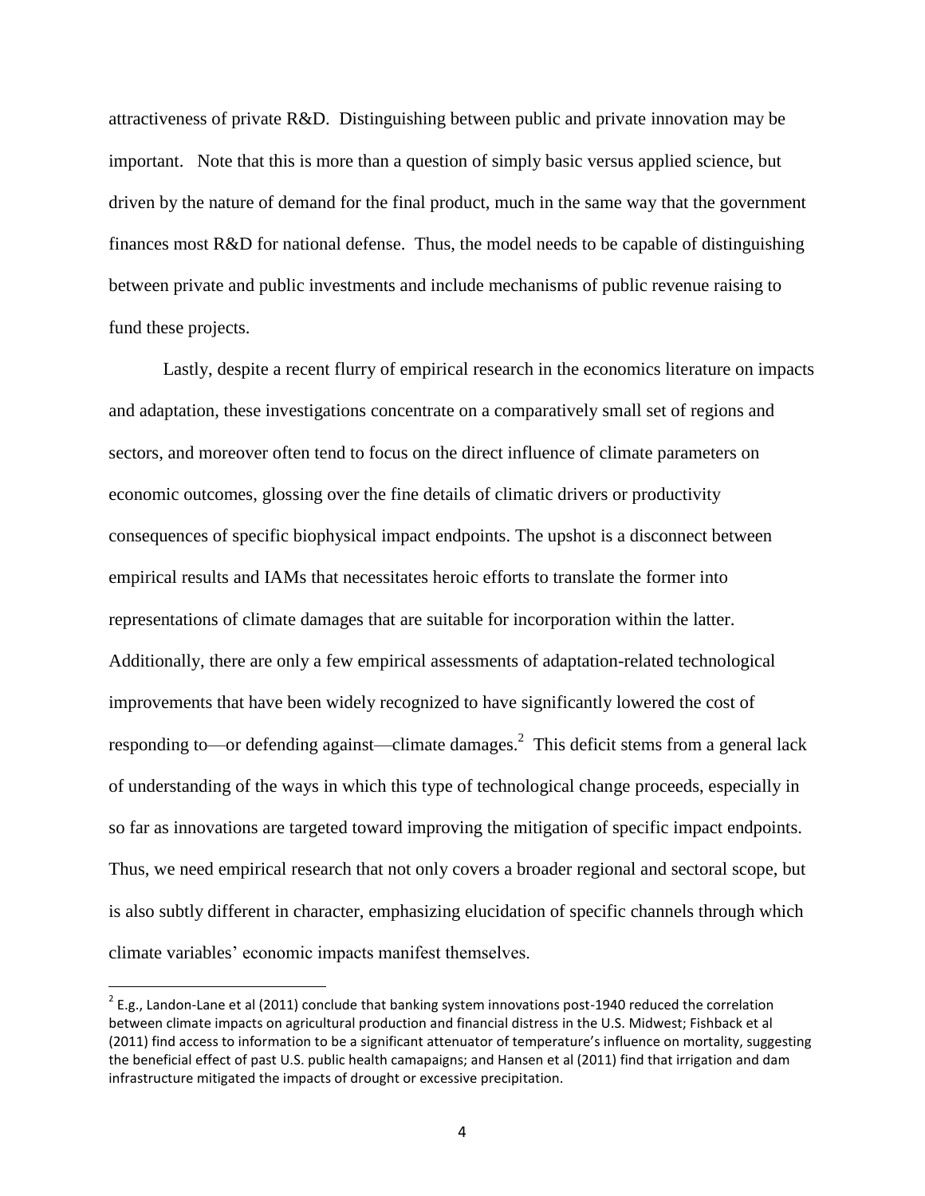attractiveness of private R&D. Distinguishing between public and private innovation may be important. Note that this is more than a question of simply basic versus applied science, but driven by the nature of demand for the final product, much in the same way that the government finances most R&D for national defense. Thus, the model needs to be capable of distinguishing between private and public investments and include mechanisms of public revenue raising to fund these projects.

Lastly, despite a recent flurry of empirical research in the economics literature on impacts and adaptation, these investigations concentrate on a comparatively small set of regions and sectors, and moreover often tend to focus on the direct influence of climate parameters on economic outcomes, glossing over the fine details of climatic drivers or productivity consequences of specific biophysical impact endpoints. The upshot is a disconnect between empirical results and IAMs that necessitates heroic efforts to translate the former into representations of climate damages that are suitable for incorporation within the latter. Additionally, there are only a few empirical assessments of adaptation-related technological improvements that have been widely recognized to have significantly lowered the cost of responding to—or defending against—climate damages.[2] This deficit stems from a general lack of understanding of the ways in which this type of technological change proceeds, especially in so far as innovations are targeted toward improving the mitigation of specific impact endpoints. Thus, we need empirical research that not only covers a broader regional and sectoral scope, but is also subtly different in character, emphasizing elucidation of specific channels through which climate variables' economic impacts manifest themselves.

[2] E.g., Landon-Lane et al (2011) conclude that banking system innovations post-1940 reduced the correlation between climate impacts on agricultural production and financial distress in the U.S. Midwest; Fishback et al (2011) find access to information to be a significant attenuator of temperature's influence on mortality, suggesting the beneficial effect of past U.S. public health camapaigns; and Hansen et al (2011) find that irrigation and dam infrastructure mitigated the impacts of drought or excessive precipitation.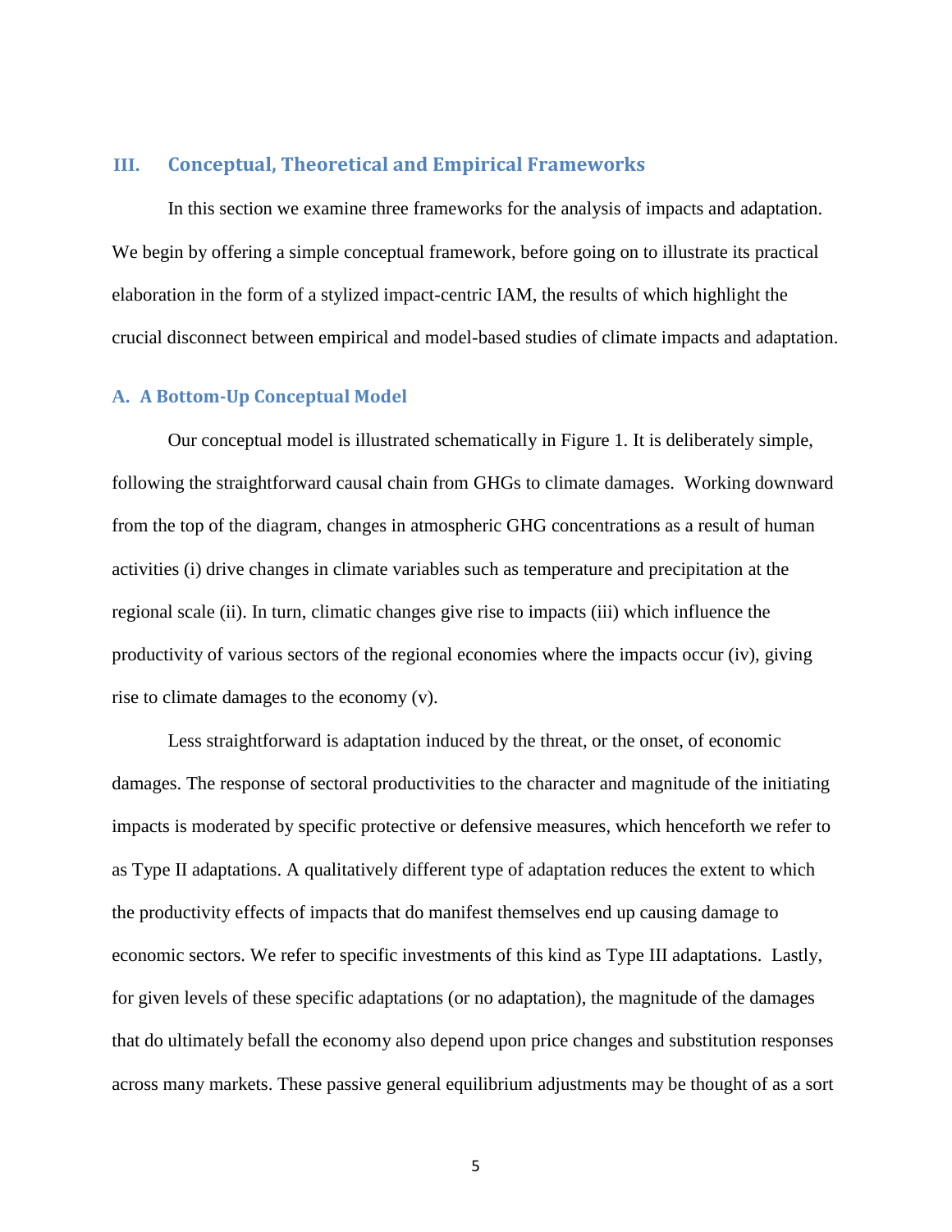## III. Conceptual, Theoretical and Empirical Frameworks

In this section we examine three frameworks for the analysis of impacts and adaptation. We begin by offering a simple conceptual framework, before going on to illustrate its practical elaboration in the form of a stylized impact-centric IAM, the results of which highlight the crucial disconnect between empirical and model-based studies of climate impacts and adaptation.

### A. A Bottom-Up Conceptual Model

Our conceptual model is illustrated schematically in Figure 1. It is deliberately simple, following the straightforward causal chain from GHGs to climate damages. Working downward from the top of the diagram, changes in atmospheric GHG concentrations as a result of human activities (i) drive changes in climate variables such as temperature and precipitation at the regional scale (ii). In turn, climatic changes give rise to impacts (iii) which influence the productivity of various sectors of the regional economies where the impacts occur (iv), giving rise to climate damages to the economy (v).

Less straightforward is adaptation induced by the threat, or the onset, of economic damages. The response of sectoral productivities to the character and magnitude of the initiating impacts is moderated by specific protective or defensive measures, which henceforth we refer to as Type II adaptations. A qualitatively different type of adaptation reduces the extent to which the productivity effects of impacts that do manifest themselves end up causing damage to economic sectors. We refer to specific investments of this kind as Type III adaptations. Lastly, for given levels of these specific adaptations (or no adaptation), the magnitude of the damages that do ultimately befall the economy also depend upon price changes and substitution responses across many markets. These passive general equilibrium adjustments may be thought of as a sort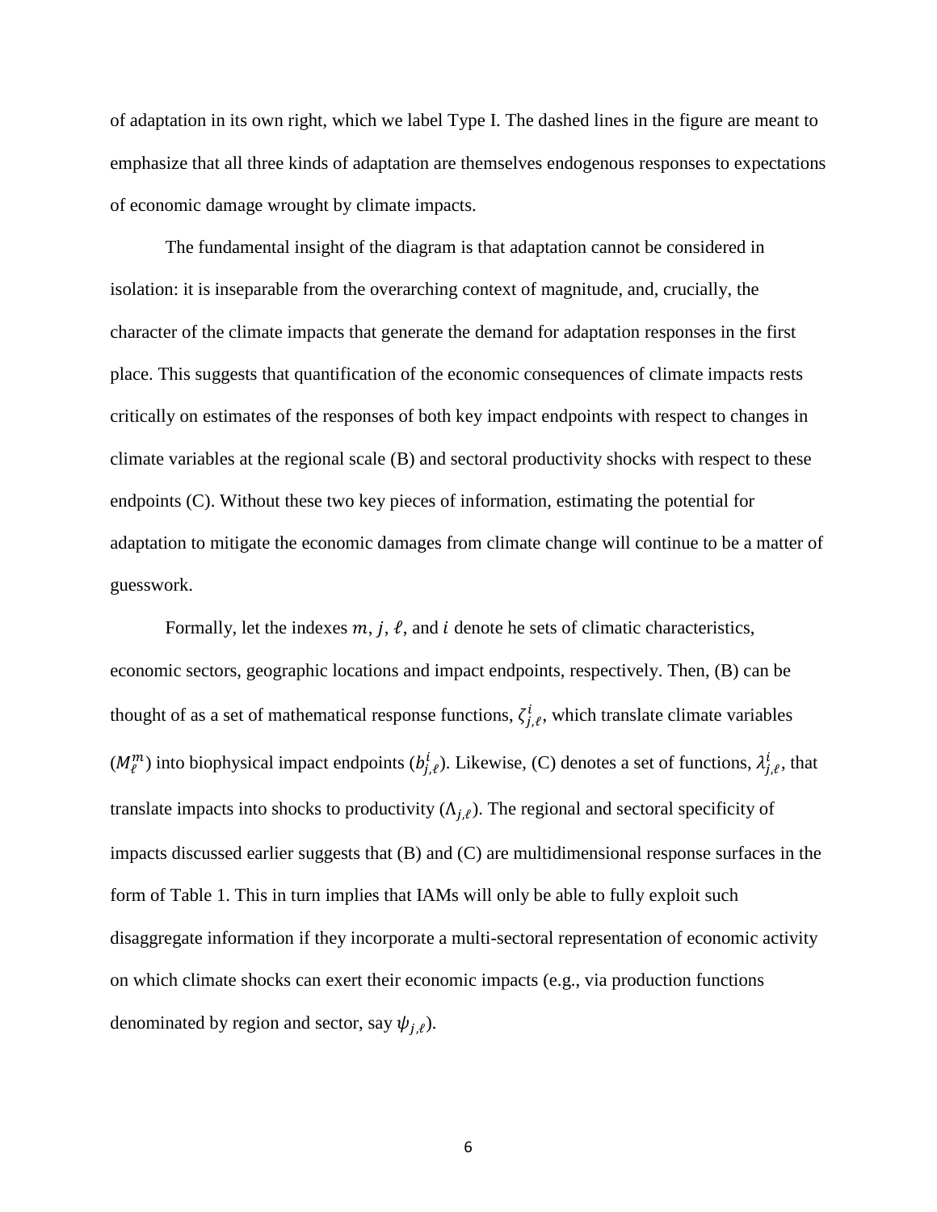of adaptation in its own right, which we label Type I. The dashed lines in the figure are meant to emphasize that all three kinds of adaptation are themselves endogenous responses to expectations of economic damage wrought by climate impacts.

The fundamental insight of the diagram is that adaptation cannot be considered in isolation: it is inseparable from the overarching context of magnitude, and, crucially, the character of the climate impacts that generate the demand for adaptation responses in the first place. This suggests that quantification of the economic consequences of climate impacts rests critically on estimates of the responses of both key impact endpoints with respect to changes in climate variables at the regional scale (B) and sectoral productivity shocks with respect to these endpoints (C). Without these two key pieces of information, estimating the potential for adaptation to mitigate the economic damages from climate change will continue to be a matter of guesswork.

Formally, let the indexes $m$, $j$, $\ell$, and $i$ denote he sets of climatic characteristics, economic sectors, geographic locations and impact endpoints, respectively. Then, (B) can be thought of as a set of mathematical response functions, $\zeta^{i}_{j,\ell}$, which translate climate variables ($M^{m}_{\ell}$) into biophysical impact endpoints ($b^{i}_{j,\ell}$). Likewise, (C) denotes a set of functions, $\lambda^{i}_{j,\ell}$, that translate impacts into shocks to productivity ($\Lambda_{j,\ell}$). The regional and sectoral specificity of impacts discussed earlier suggests that (B) and (C) are multidimensional response surfaces in the form of Table 1. This in turn implies that IAMs will only be able to fully exploit such disaggregate information if they incorporate a multi-sectoral representation of economic activity on which climate shocks can exert their economic impacts (e.g., via production functions denominated by region and sector, say $\psi_{j,\ell}$).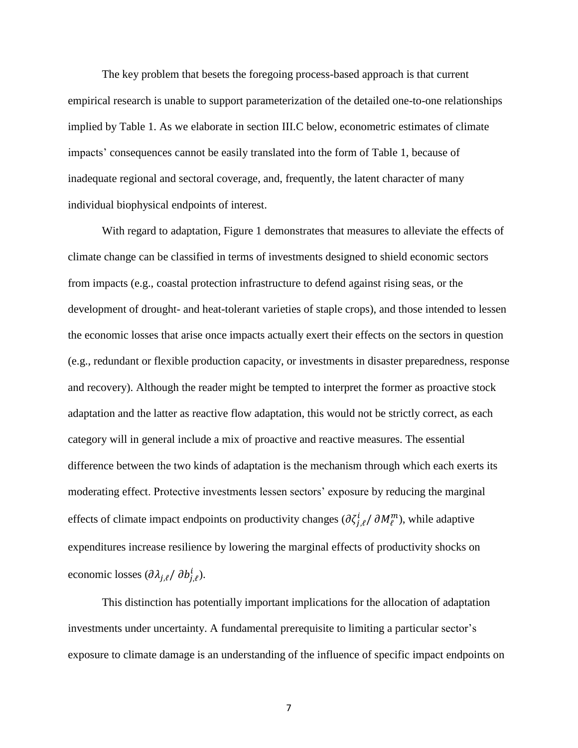The key problem that besets the foregoing process-based approach is that current empirical research is unable to support parameterization of the detailed one-to-one relationships implied by Table 1. As we elaborate in section III.C below, econometric estimates of climate impacts' consequences cannot be easily translated into the form of Table 1, because of inadequate regional and sectoral coverage, and, frequently, the latent character of many individual biophysical endpoints of interest.

With regard to adaptation, Figure 1 demonstrates that measures to alleviate the effects of climate change can be classified in terms of investments designed to shield economic sectors from impacts (e.g., coastal protection infrastructure to defend against rising seas, or the development of drought- and heat-tolerant varieties of staple crops), and those intended to lessen the economic losses that arise once impacts actually exert their effects on the sectors in question (e.g., redundant or flexible production capacity, or investments in disaster preparedness, response and recovery). Although the reader might be tempted to interpret the former as proactive stock adaptation and the latter as reactive flow adaptation, this would not be strictly correct, as each category will in general include a mix of proactive and reactive measures. The essential difference between the two kinds of adaptation is the mechanism through which each exerts its moderating effect. Protective investments lessen sectors' exposure by reducing the marginal effects of climate impact endpoints on productivity changes ($\partial \zeta^i_{j,\ell} / \partial M^m_\ell$), while adaptive expenditures increase resilience by lowering the marginal effects of productivity shocks on economic losses ($\partial \lambda_{j,\ell} / \partial b^i_{j,\ell}$).

This distinction has potentially important implications for the allocation of adaptation investments under uncertainty. A fundamental prerequisite to limiting a particular sector's exposure to climate damage is an understanding of the influence of specific impact endpoints on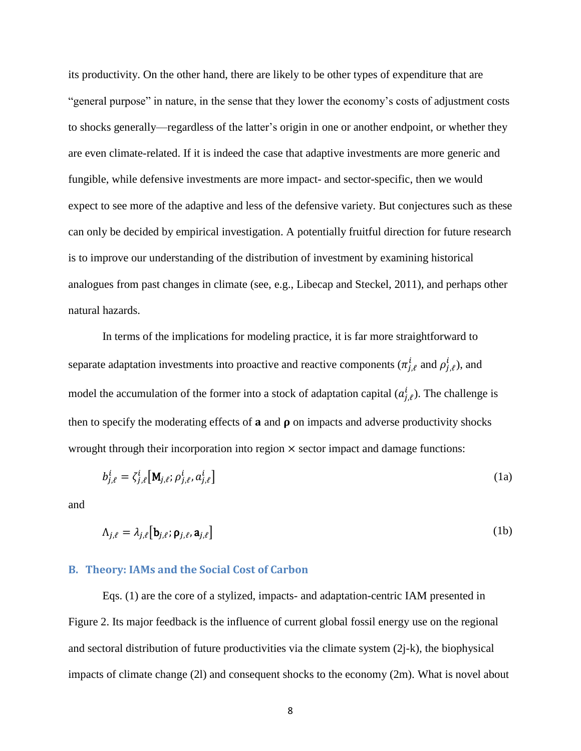its productivity. On the other hand, there are likely to be other types of expenditure that are "general purpose" in nature, in the sense that they lower the economy's costs of adjustment costs to shocks generally—regardless of the latter's origin in one or another endpoint, or whether they are even climate-related. If it is indeed the case that adaptive investments are more generic and fungible, while defensive investments are more impact- and sector-specific, then we would expect to see more of the adaptive and less of the defensive variety. But conjectures such as these can only be decided by empirical investigation. A potentially fruitful direction for future research is to improve our understanding of the distribution of investment by examining historical analogues from past changes in climate (see, e.g., Libecap and Steckel, 2011), and perhaps other natural hazards.

In terms of the implications for modeling practice, it is far more straightforward to separate adaptation investments into proactive and reactive components ($\pi^i_{j,\ell}$ and $\rho^i_{j,\ell}$), and model the accumulation of the former into a stock of adaptation capital ($a^i_{j,\ell}$). The challenge is then to specify the moderating effects of $\mathbf{a}$ and $\boldsymbol{\rho}$ on impacts and adverse productivity shocks wrought through their incorporation into region × sector impact and damage functions:

$$b^i_{j,\ell} = \zeta^i_{j,\ell}\left[\mathbf{M}_{j,\ell}; \rho^i_{j,\ell}, a^i_{j,\ell}\right] \tag{1a}$$

and

$$\Lambda_{j,\ell} = \lambda_{j,\ell}\left[\mathbf{b}_{j,\ell}; \boldsymbol{\rho}_{j,\ell}, \mathbf{a}_{j,\ell}\right] \tag{1b}$$

## B. Theory: IAMs and the Social Cost of Carbon

Eqs. (1) are the core of a stylized, impacts- and adaptation-centric IAM presented in Figure 2. Its major feedback is the influence of current global fossil energy use on the regional and sectoral distribution of future productivities via the climate system (2j-k), the biophysical impacts of climate change (2l) and consequent shocks to the economy (2m). What is novel about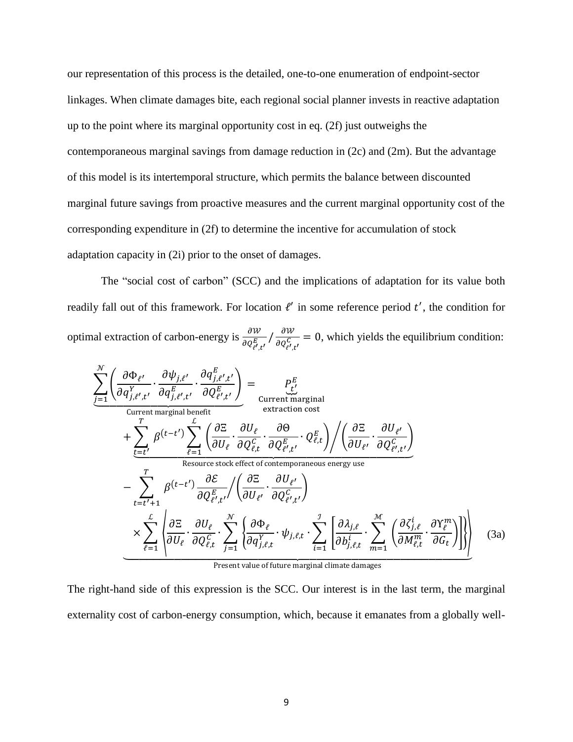our representation of this process is the detailed, one-to-one enumeration of endpoint-sector linkages. When climate damages bite, each regional social planner invests in reactive adaptation up to the point where its marginal opportunity cost in eq. (2f) just outweighs the contemporaneous marginal savings from damage reduction in (2c) and (2m). But the advantage of this model is its intertemporal structure, which permits the balance between discounted marginal future savings from proactive measures and the current marginal opportunity cost of the corresponding expenditure in (2f) to determine the incentive for accumulation of stock adaptation capacity in (2i) prior to the onset of damages.

The "social cost of carbon" (SCC) and the implications of adaptation for its value both readily fall out of this framework. For location $\ell'$ in some reference period $t'$, the condition for optimal extraction of carbon-energy is $\frac{\partial \mathcal{W}}{\partial Q^E_{\ell',t'}} \Big/ \frac{\partial \mathcal{W}}{\partial Q^C_{\ell',t'}} = 0$, which yields the equilibrium condition:

$$
\begin{aligned}
\underbrace{\sum_{j=1}^{\mathcal{N}} \left( \frac{\partial \Phi_{\ell'}}{\partial q^Y_{j,\ell',t'}} \cdot \frac{\partial \psi_{j,\ell'}}{\partial q^E_{j,\ell',t'}} \cdot \frac{\partial q^E_{j,\ell',t'}}{\partial Q^E_{\ell',t'}} \right)}_{\text{Current marginal benefit}} &= \underbrace{P^E_{t'}}_{\substack{\text{Current marginal} \\ \text{extraction cost}}} \\
&+ \underbrace{\sum_{t=t'}^{T} \beta^{(t-t')} \sum_{\ell=1}^{\mathcal{L}} \left( \frac{\partial \Xi}{\partial U_\ell} \cdot \frac{\partial U_\ell}{\partial Q^C_{\ell,t}} \cdot \frac{\partial \Theta}{\partial Q^E_{\ell',t'}} \cdot Q^E_{\ell,t} \right) \Big/ \left( \frac{\partial \Xi}{\partial U_{\ell'}} \cdot \frac{\partial U_{\ell'}}{\partial Q^C_{\ell',t'}} \right)}_{\text{Resource stock effect of contemporaneous energy use}} \\
&- \underbrace{\begin{aligned} &\sum_{t=t'+1}^{T} \beta^{(t-t')} \frac{\partial \mathcal{E}}{\partial Q^E_{\ell',t'}} \Big/ \left( \frac{\partial \Xi}{\partial U_{\ell'}} \cdot \frac{\partial U_{\ell'}}{\partial Q^C_{\ell',t'}} \right) \\ &\times \sum_{\ell=1}^{\mathcal{L}} \left\langle \frac{\partial \Xi}{\partial U_\ell} \cdot \frac{\partial U_\ell}{\partial Q^C_{\ell,t}} \cdot \sum_{j=1}^{\mathcal{N}} \left\{ \frac{\partial \Phi_\ell}{\partial q^Y_{j,\ell,t}} \cdot \psi_{j,\ell,t} \cdot \sum_{i=1}^{\mathcal{I}} \left[ \frac{\partial \lambda_{j,\ell}}{\partial b^i_{j,\ell,t}} \cdot \sum_{m=1}^{\mathcal{M}} \left( \frac{\partial \zeta^i_{j,\ell}}{\partial M^m_{\ell,t}} \cdot \frac{\partial \Upsilon^m_\ell}{\partial G_t} \right) \right] \right\} \right\rangle \end{aligned}}_{\text{Present value of future marginal climate damages}}
\end{aligned}
\tag{3a}
$$

The right-hand side of this expression is the SCC. Our interest is in the last term, the marginal externality cost of carbon-energy consumption, which, because it emanates from a globally well-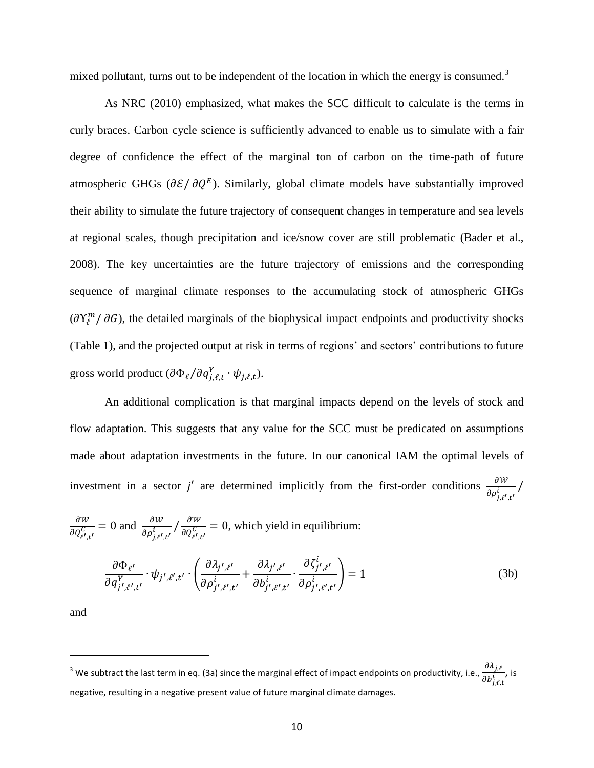mixed pollutant, turns out to be independent of the location in which the energy is consumed.[3]

As NRC (2010) emphasized, what makes the SCC difficult to calculate is the terms in curly braces. Carbon cycle science is sufficiently advanced to enable us to simulate with a fair degree of confidence the effect of the marginal ton of carbon on the time-path of future atmospheric GHGs ($\partial \mathcal{E} / \partial Q^E$). Similarly, global climate models have substantially improved their ability to simulate the future trajectory of consequent changes in temperature and sea levels at regional scales, though precipitation and ice/snow cover are still problematic (Bader et al., 2008). The key uncertainties are the future trajectory of emissions and the corresponding sequence of marginal climate responses to the accumulating stock of atmospheric GHGs ($\partial \Upsilon_\ell^m / \partial G$), the detailed marginals of the biophysical impact endpoints and productivity shocks (Table 1), and the projected output at risk in terms of regions' and sectors' contributions to future gross world product ($\partial \Phi_\ell / \partial q_{j,\ell,t}^Y \cdot \psi_{j,\ell,t}$).

An additional complication is that marginal impacts depend on the levels of stock and flow adaptation. This suggests that any value for the SCC must be predicated on assumptions made about adaptation investments in the future. In our canonical IAM the optimal levels of investment in a sector $j'$ are determined implicitly from the first-order conditions $\frac{\partial \mathcal{W}}{\partial \rho_{j,\ell',t'}^i} / \frac{\partial \mathcal{W}}{\partial Q_{\ell',t'}^C} = 0$ and $\frac{\partial \mathcal{W}}{\partial \rho_{j,\ell',t'}^i} / \frac{\partial \mathcal{W}}{\partial Q_{\ell',t'}^C} = 0$, which yield in equilibrium:

$$\frac{\partial \Phi_{\ell'}}{\partial q_{j',\ell',t'}^Y} \cdot \psi_{j',\ell',t'} \cdot \left( \frac{\partial \lambda_{j',\ell'}}{\partial \rho_{j',\ell',t'}^i} + \frac{\partial \lambda_{j',\ell'}}{\partial b_{j',\ell',t'}^i} \cdot \frac{\partial \zeta_{j',\ell'}^i}{\partial \rho_{j',\ell',t'}^i} \right) = 1 \tag{3b}$$

and

---

[3] We subtract the last term in eq. (3a) since the marginal effect of impact endpoints on productivity, i.e., $\frac{\partial \lambda_{j,\ell}}{\partial b_{j,\ell,t}^i}$, is negative, resulting in a negative present value of future marginal climate damages.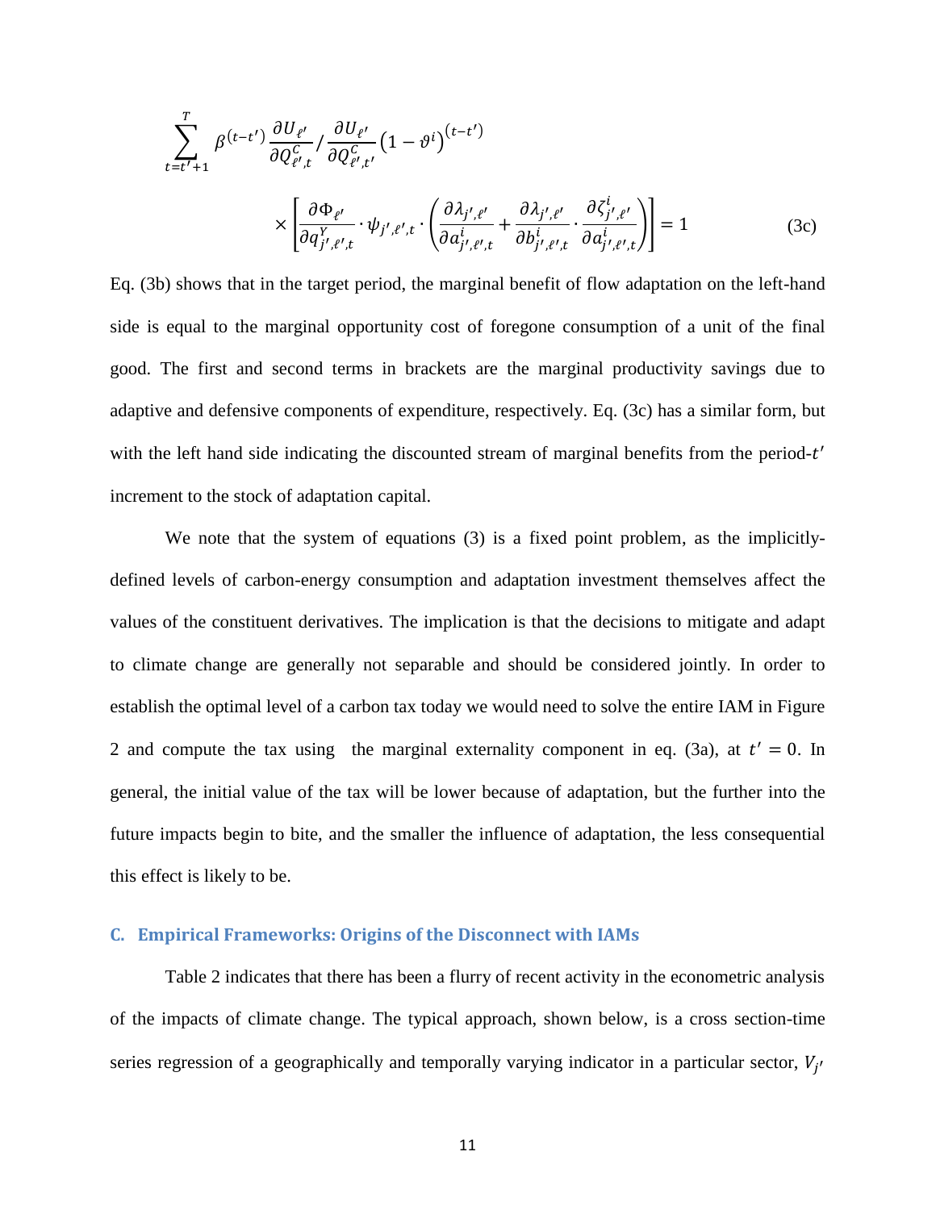$$\sum_{t=t'+1}^{T} \beta^{(t-t')} \frac{\partial U_{\ell'}}{\partial Q^{C}_{\ell',t}} \Big/ \frac{\partial U_{\ell'}}{\partial Q^{C}_{\ell',t'}} \left(1-\vartheta^{i}\right)^{(t-t')}$$

$$\times \left[ \frac{\partial \Phi_{\ell'}}{\partial q^{Y}_{j',\ell',t}} \cdot \psi_{j',\ell',t} \cdot \left( \frac{\partial \lambda_{j',\ell'}}{\partial a^{i}_{j',\ell',t}} + \frac{\partial \lambda_{j',\ell'}}{\partial b^{i}_{j',\ell',t}} \cdot \frac{\partial \zeta^{i}_{j',\ell'}}{\partial a^{i}_{j',\ell',t}} \right) \right] = 1 \tag{3c}$$

Eq. (3b) shows that in the target period, the marginal benefit of flow adaptation on the left-hand side is equal to the marginal opportunity cost of foregone consumption of a unit of the final good. The first and second terms in brackets are the marginal productivity savings due to adaptive and defensive components of expenditure, respectively. Eq. (3c) has a similar form, but with the left hand side indicating the discounted stream of marginal benefits from the period-$t'$ increment to the stock of adaptation capital.

We note that the system of equations (3) is a fixed point problem, as the implicitly-defined levels of carbon-energy consumption and adaptation investment themselves affect the values of the constituent derivatives. The implication is that the decisions to mitigate and adapt to climate change are generally not separable and should be considered jointly. In order to establish the optimal level of a carbon tax today we would need to solve the entire IAM in Figure 2 and compute the tax using the marginal externality component in eq. (3a), at $t' = 0$. In general, the initial value of the tax will be lower because of adaptation, but the further into the future impacts begin to bite, and the smaller the influence of adaptation, the less consequential this effect is likely to be.

### C. Empirical Frameworks: Origins of the Disconnect with IAMs

Table 2 indicates that there has been a flurry of recent activity in the econometric analysis of the impacts of climate change. The typical approach, shown below, is a cross section-time series regression of a geographically and temporally varying indicator in a particular sector, $V_{j'}$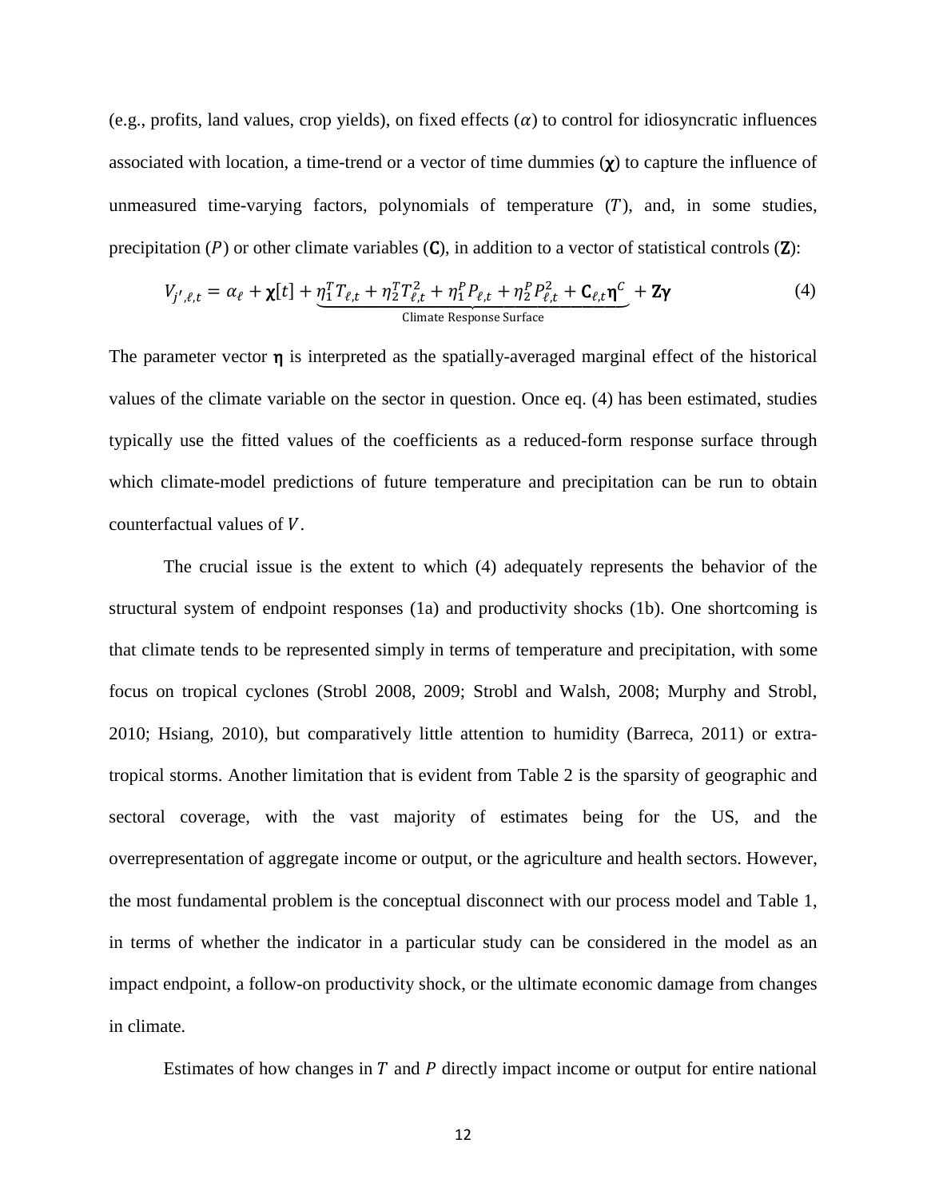(e.g., profits, land values, crop yields), on fixed effects ($\alpha$) to control for idiosyncratic influences associated with location, a time-trend or a vector of time dummies ($\boldsymbol{\chi}$) to capture the influence of unmeasured time-varying factors, polynomials of temperature ($T$), and, in some studies, precipitation ($P$) or other climate variables ($\mathbf{C}$), in addition to a vector of statistical controls ($\mathbf{Z}$):

$$V_{j',\ell,t} = \alpha_\ell + \boldsymbol{\chi}[t] + \underbrace{\eta_1^T T_{\ell,t} + \eta_2^T T_{\ell,t}^2 + \eta_1^P P_{\ell,t} + \eta_2^P P_{\ell,t}^2 + \mathbf{C}_{\ell,t}\boldsymbol{\eta}^C}_{\text{Climate Response Surface}} + \mathbf{Z}\boldsymbol{\gamma} \tag{4}$$

The parameter vector $\boldsymbol{\eta}$ is interpreted as the spatially-averaged marginal effect of the historical values of the climate variable on the sector in question. Once eq. (4) has been estimated, studies typically use the fitted values of the coefficients as a reduced-form response surface through which climate-model predictions of future temperature and precipitation can be run to obtain counterfactual values of $V$.

The crucial issue is the extent to which (4) adequately represents the behavior of the structural system of endpoint responses (1a) and productivity shocks (1b). One shortcoming is that climate tends to be represented simply in terms of temperature and precipitation, with some focus on tropical cyclones (Strobl 2008, 2009; Strobl and Walsh, 2008; Murphy and Strobl, 2010; Hsiang, 2010), but comparatively little attention to humidity (Barreca, 2011) or extra-tropical storms. Another limitation that is evident from Table 2 is the sparsity of geographic and sectoral coverage, with the vast majority of estimates being for the US, and the overrepresentation of aggregate income or output, or the agriculture and health sectors. However, the most fundamental problem is the conceptual disconnect with our process model and Table 1, in terms of whether the indicator in a particular study can be considered in the model as an impact endpoint, a follow-on productivity shock, or the ultimate economic damage from changes in climate.

Estimates of how changes in $T$ and $P$ directly impact income or output for entire national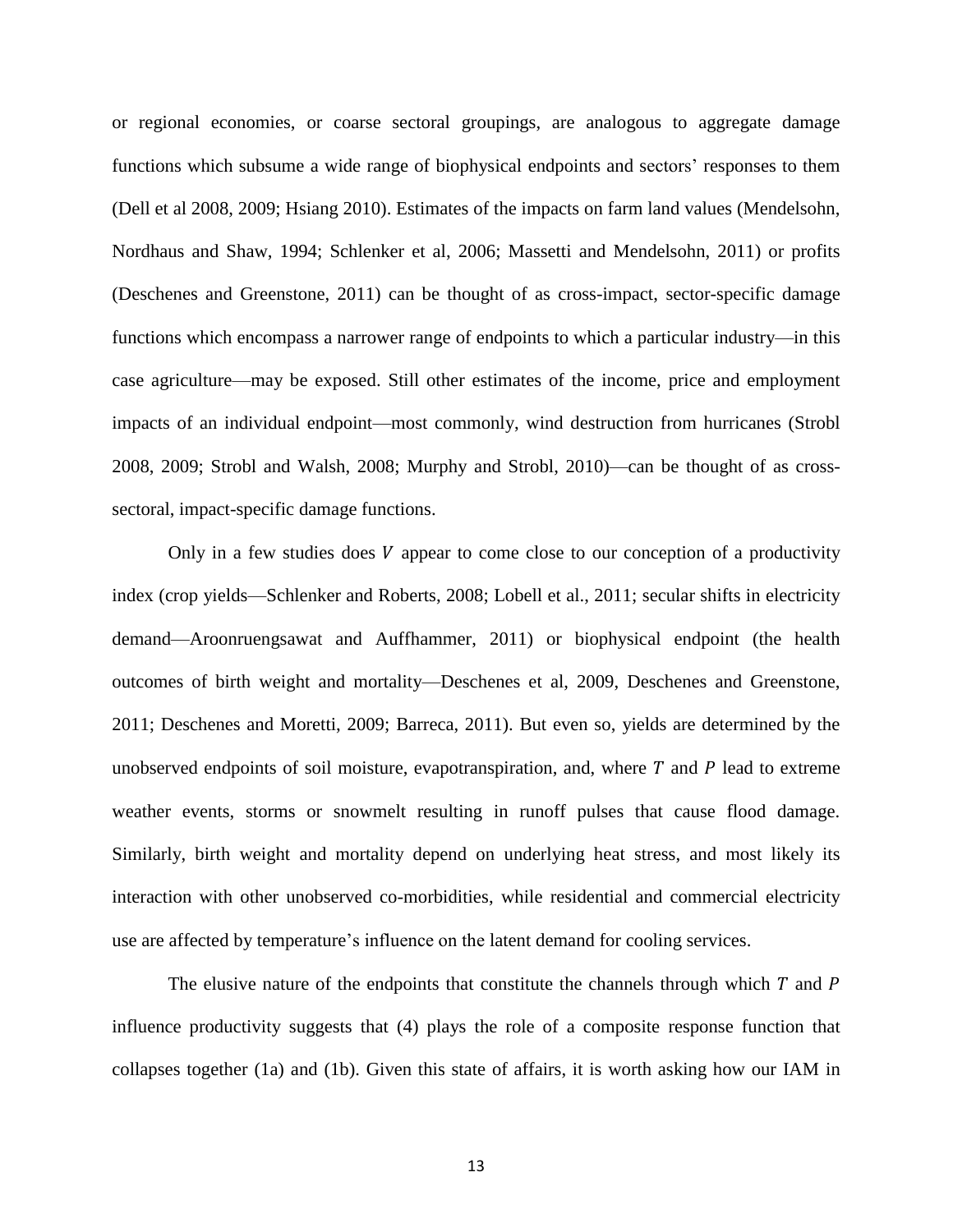or regional economies, or coarse sectoral groupings, are analogous to aggregate damage functions which subsume a wide range of biophysical endpoints and sectors' responses to them (Dell et al 2008, 2009; Hsiang 2010). Estimates of the impacts on farm land values (Mendelsohn, Nordhaus and Shaw, 1994; Schlenker et al, 2006; Massetti and Mendelsohn, 2011) or profits (Deschenes and Greenstone, 2011) can be thought of as cross-impact, sector-specific damage functions which encompass a narrower range of endpoints to which a particular industry—in this case agriculture—may be exposed. Still other estimates of the income, price and employment impacts of an individual endpoint—most commonly, wind destruction from hurricanes (Strobl 2008, 2009; Strobl and Walsh, 2008; Murphy and Strobl, 2010)—can be thought of as cross-sectoral, impact-specific damage functions.

Only in a few studies does $V$ appear to come close to our conception of a productivity index (crop yields—Schlenker and Roberts, 2008; Lobell et al., 2011; secular shifts in electricity demand—Aroonruengsawat and Auffhammer, 2011) or biophysical endpoint (the health outcomes of birth weight and mortality—Deschenes et al, 2009, Deschenes and Greenstone, 2011; Deschenes and Moretti, 2009; Barreca, 2011). But even so, yields are determined by the unobserved endpoints of soil moisture, evapotranspiration, and, where $T$ and $P$ lead to extreme weather events, storms or snowmelt resulting in runoff pulses that cause flood damage. Similarly, birth weight and mortality depend on underlying heat stress, and most likely its interaction with other unobserved co-morbidities, while residential and commercial electricity use are affected by temperature's influence on the latent demand for cooling services.

The elusive nature of the endpoints that constitute the channels through which $T$ and $P$ influence productivity suggests that (4) plays the role of a composite response function that collapses together (1a) and (1b). Given this state of affairs, it is worth asking how our IAM in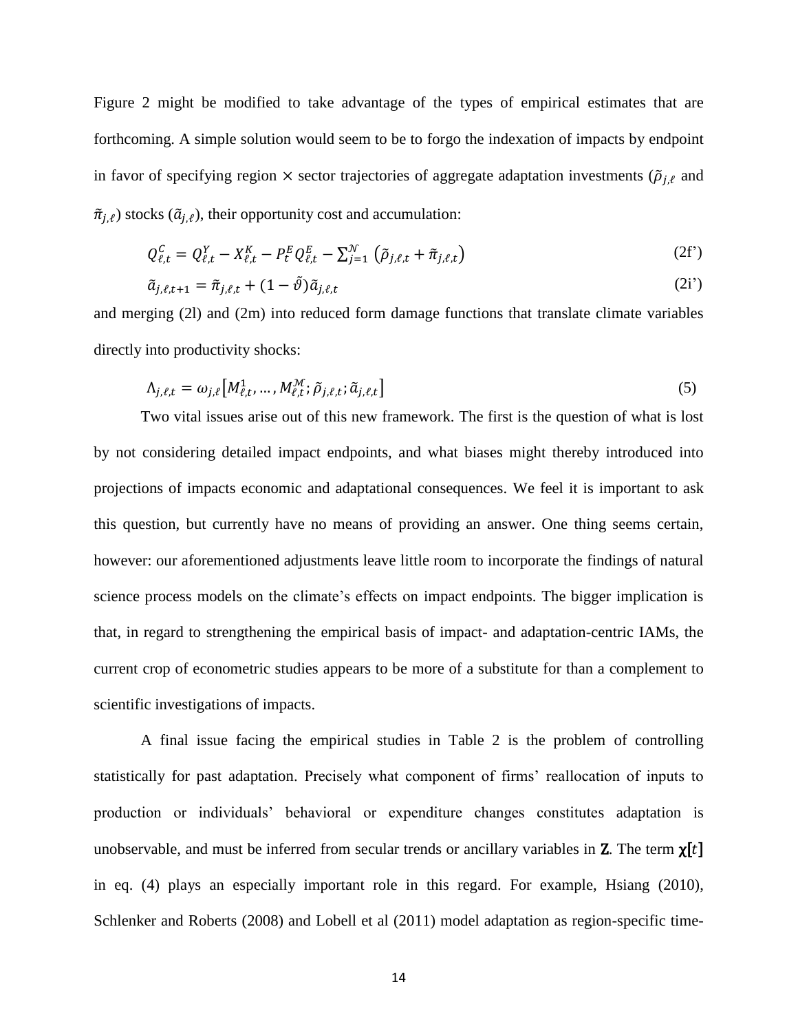Figure 2 might be modified to take advantage of the types of empirical estimates that are forthcoming. A simple solution would seem to be to forgo the indexation of impacts by endpoint in favor of specifying region × sector trajectories of aggregate adaptation investments ($\tilde{\rho}_{j,\ell}$ and $\tilde{\pi}_{j,\ell}$) stocks ($\tilde{a}_{j,\ell}$), their opportunity cost and accumulation:

$$Q^{C}_{\ell,t} = Q^{Y}_{\ell,t} - X^{K}_{\ell,t} - P^{E}_{t} Q^{E}_{\ell,t} - \sum_{j=1}^{\mathcal{N}} \left( \tilde{\rho}_{j,\ell,t} + \tilde{\pi}_{j,\ell,t} \right) \tag{2f'}$$

$$\tilde{a}_{j,\ell,t+1} = \tilde{\pi}_{j,\ell,t} + (1 - \tilde{\vartheta}) \tilde{a}_{j,\ell,t} \tag{2i'}$$

and merging (2l) and (2m) into reduced form damage functions that translate climate variables directly into productivity shocks:

$$\Lambda_{j,\ell,t} = \omega_{j,\ell}\left[ M^{1}_{\ell,t}, \ldots, M^{\mathcal{M}}_{\ell,t}; \tilde{\rho}_{j,\ell,t}; \tilde{a}_{j,\ell,t} \right] \tag{5}$$

Two vital issues arise out of this new framework. The first is the question of what is lost by not considering detailed impact endpoints, and what biases might thereby introduced into projections of impacts economic and adaptational consequences. We feel it is important to ask this question, but currently have no means of providing an answer. One thing seems certain, however: our aforementioned adjustments leave little room to incorporate the findings of natural science process models on the climate's effects on impact endpoints. The bigger implication is that, in regard to strengthening the empirical basis of impact- and adaptation-centric IAMs, the current crop of econometric studies appears to be more of a substitute for than a complement to scientific investigations of impacts.

A final issue facing the empirical studies in Table 2 is the problem of controlling statistically for past adaptation. Precisely what component of firms' reallocation of inputs to production or individuals' behavioral or expenditure changes constitutes adaptation is unobservable, and must be inferred from secular trends or ancillary variables in $\mathbf{Z}$. The term $\boldsymbol{\chi}[t]$ in eq. (4) plays an especially important role in this regard. For example, Hsiang (2010), Schlenker and Roberts (2008) and Lobell et al (2011) model adaptation as region-specific time-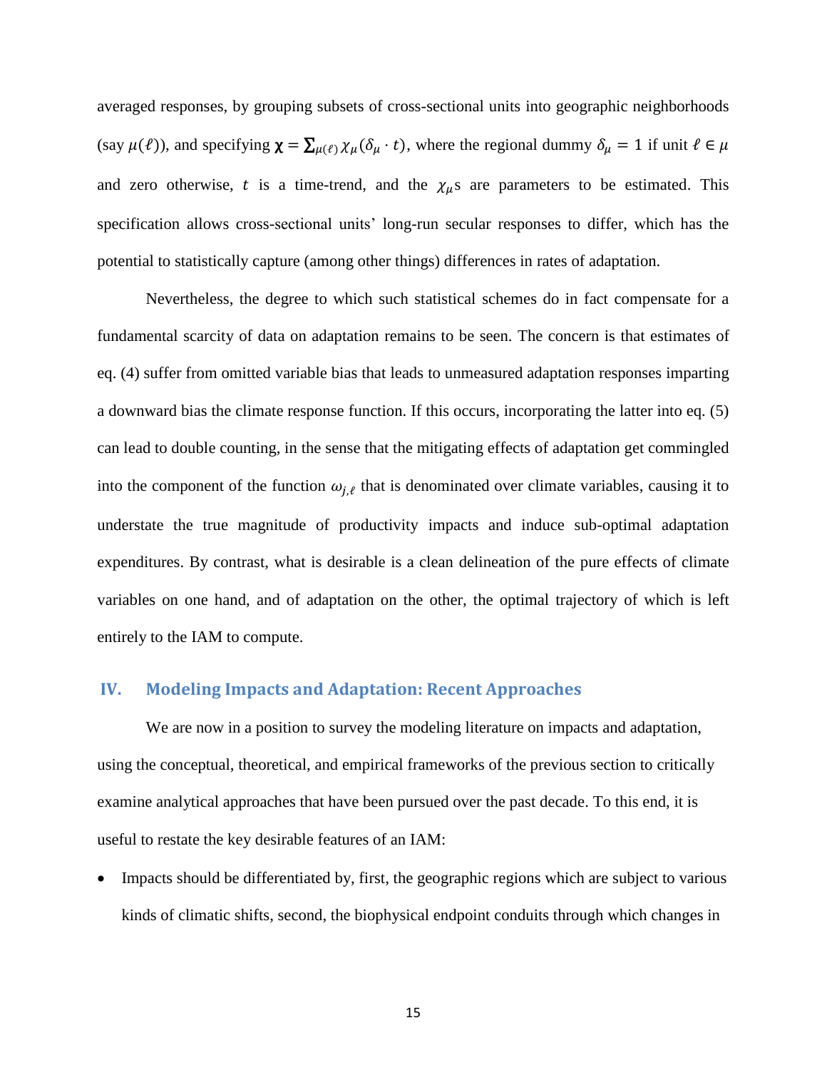averaged responses, by grouping subsets of cross-sectional units into geographic neighborhoods (say $\mu(\ell)$), and specifying $\boldsymbol{\chi} = \sum_{\mu(\ell)} \chi_\mu (\delta_\mu \cdot t)$, where the regional dummy $\delta_\mu = 1$ if unit $\ell \in \mu$ and zero otherwise, $t$ is a time-trend, and the $\chi_\mu$s are parameters to be estimated. This specification allows cross-sectional units' long-run secular responses to differ, which has the potential to statistically capture (among other things) differences in rates of adaptation.

Nevertheless, the degree to which such statistical schemes do in fact compensate for a fundamental scarcity of data on adaptation remains to be seen. The concern is that estimates of eq. (4) suffer from omitted variable bias that leads to unmeasured adaptation responses imparting a downward bias the climate response function. If this occurs, incorporating the latter into eq. (5) can lead to double counting, in the sense that the mitigating effects of adaptation get commingled into the component of the function $\omega_{j,\ell}$ that is denominated over climate variables, causing it to understate the true magnitude of productivity impacts and induce sub-optimal adaptation expenditures. By contrast, what is desirable is a clean delineation of the pure effects of climate variables on one hand, and of adaptation on the other, the optimal trajectory of which is left entirely to the IAM to compute.

## IV. Modeling Impacts and Adaptation: Recent Approaches

We are now in a position to survey the modeling literature on impacts and adaptation, using the conceptual, theoretical, and empirical frameworks of the previous section to critically examine analytical approaches that have been pursued over the past decade. To this end, it is useful to restate the key desirable features of an IAM:

- Impacts should be differentiated by, first, the geographic regions which are subject to various kinds of climatic shifts, second, the biophysical endpoint conduits through which changes in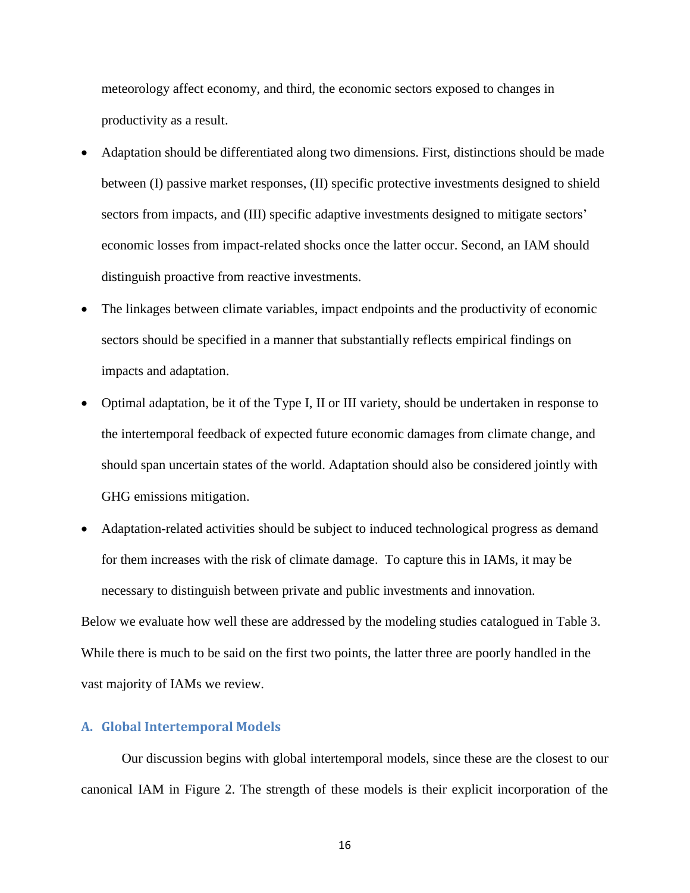meteorology affect economy, and third, the economic sectors exposed to changes in productivity as a result.

- Adaptation should be differentiated along two dimensions. First, distinctions should be made between (I) passive market responses, (II) specific protective investments designed to shield sectors from impacts, and (III) specific adaptive investments designed to mitigate sectors' economic losses from impact-related shocks once the latter occur. Second, an IAM should distinguish proactive from reactive investments.
- The linkages between climate variables, impact endpoints and the productivity of economic sectors should be specified in a manner that substantially reflects empirical findings on impacts and adaptation.
- Optimal adaptation, be it of the Type I, II or III variety, should be undertaken in response to the intertemporal feedback of expected future economic damages from climate change, and should span uncertain states of the world. Adaptation should also be considered jointly with GHG emissions mitigation.
- Adaptation-related activities should be subject to induced technological progress as demand for them increases with the risk of climate damage. To capture this in IAMs, it may be necessary to distinguish between private and public investments and innovation.

Below we evaluate how well these are addressed by the modeling studies catalogued in Table 3. While there is much to be said on the first two points, the latter three are poorly handled in the vast majority of IAMs we review.

## A. Global Intertemporal Models

Our discussion begins with global intertemporal models, since these are the closest to our canonical IAM in Figure 2. The strength of these models is their explicit incorporation of the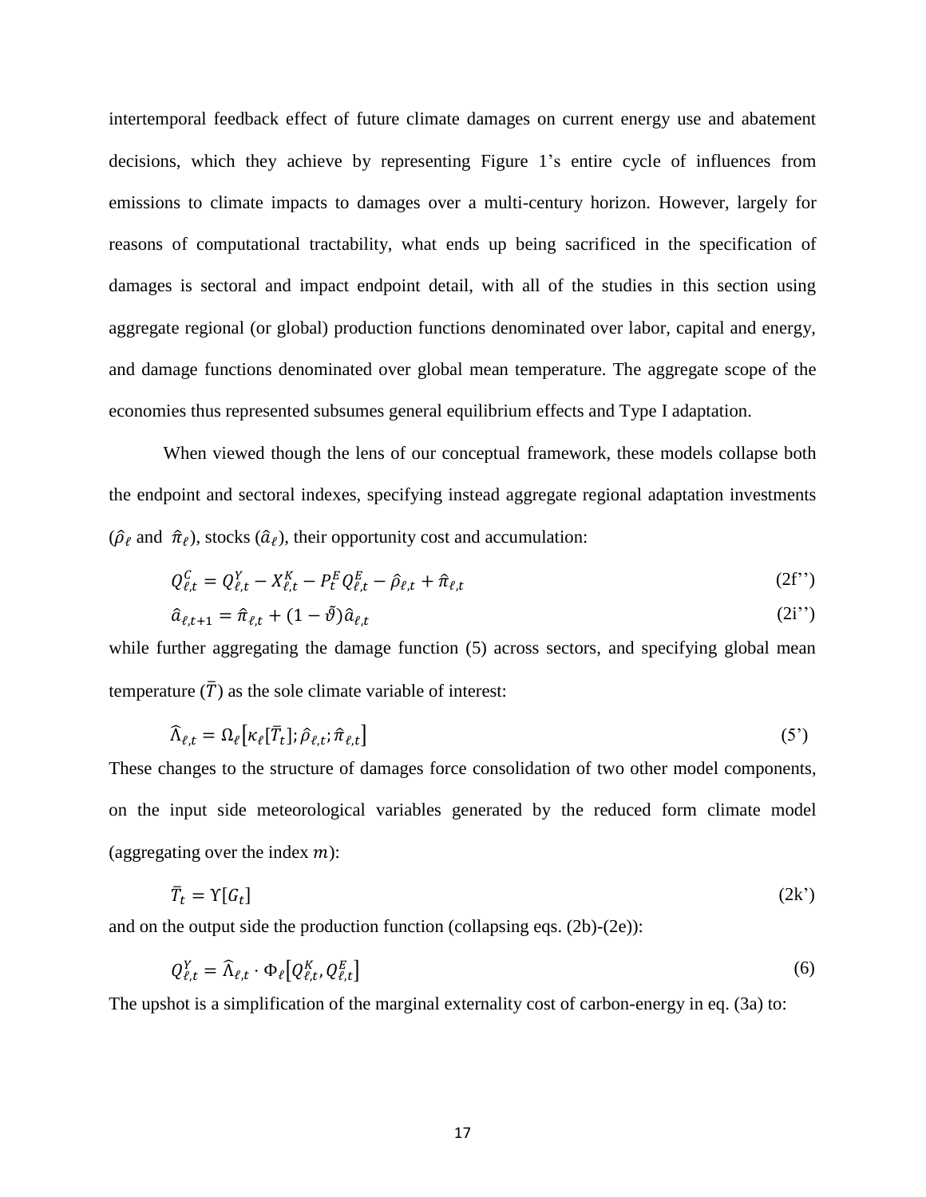intertemporal feedback effect of future climate damages on current energy use and abatement decisions, which they achieve by representing Figure 1's entire cycle of influences from emissions to climate impacts to damages over a multi-century horizon. However, largely for reasons of computational tractability, what ends up being sacrificed in the specification of damages is sectoral and impact endpoint detail, with all of the studies in this section using aggregate regional (or global) production functions denominated over labor, capital and energy, and damage functions denominated over global mean temperature. The aggregate scope of the economies thus represented subsumes general equilibrium effects and Type I adaptation.

When viewed though the lens of our conceptual framework, these models collapse both the endpoint and sectoral indexes, specifying instead aggregate regional adaptation investments ($\hat{\rho}_\ell$ and $\hat{\pi}_\ell$), stocks ($\hat{a}_\ell$), their opportunity cost and accumulation:

$$Q^C_{\ell,t} = Q^Y_{\ell,t} - X^K_{\ell,t} - P^E_t Q^E_{\ell,t} - \hat{\rho}_{\ell,t} + \hat{\pi}_{\ell,t} \tag{2f''}$$

$$\hat{a}_{\ell,t+1} = \hat{\pi}_{\ell,t} + (1 - \hat{\vartheta})\hat{a}_{\ell,t} \tag{2i''}$$

while further aggregating the damage function (5) across sectors, and specifying global mean temperature ($\bar{T}$) as the sole climate variable of interest:

$$\hat{\Lambda}_{\ell,t} = \Omega_\ell\left[\kappa_\ell[\bar{T}_t]; \hat{\rho}_{\ell,t}; \hat{\pi}_{\ell,t}\right] \tag{5'}$$

These changes to the structure of damages force consolidation of two other model components, on the input side meteorological variables generated by the reduced form climate model (aggregating over the index $m$):

$$\bar{T}_t = \Upsilon[G_t] \tag{2k'}$$

and on the output side the production function (collapsing eqs. (2b)-(2e)):

$$Q^Y_{\ell,t} = \hat{\Lambda}_{\ell,t} \cdot \Phi_\ell\left[Q^K_{\ell,t}, Q^E_{\ell,t}\right] \tag{6}$$

The upshot is a simplification of the marginal externality cost of carbon-energy in eq. (3a) to: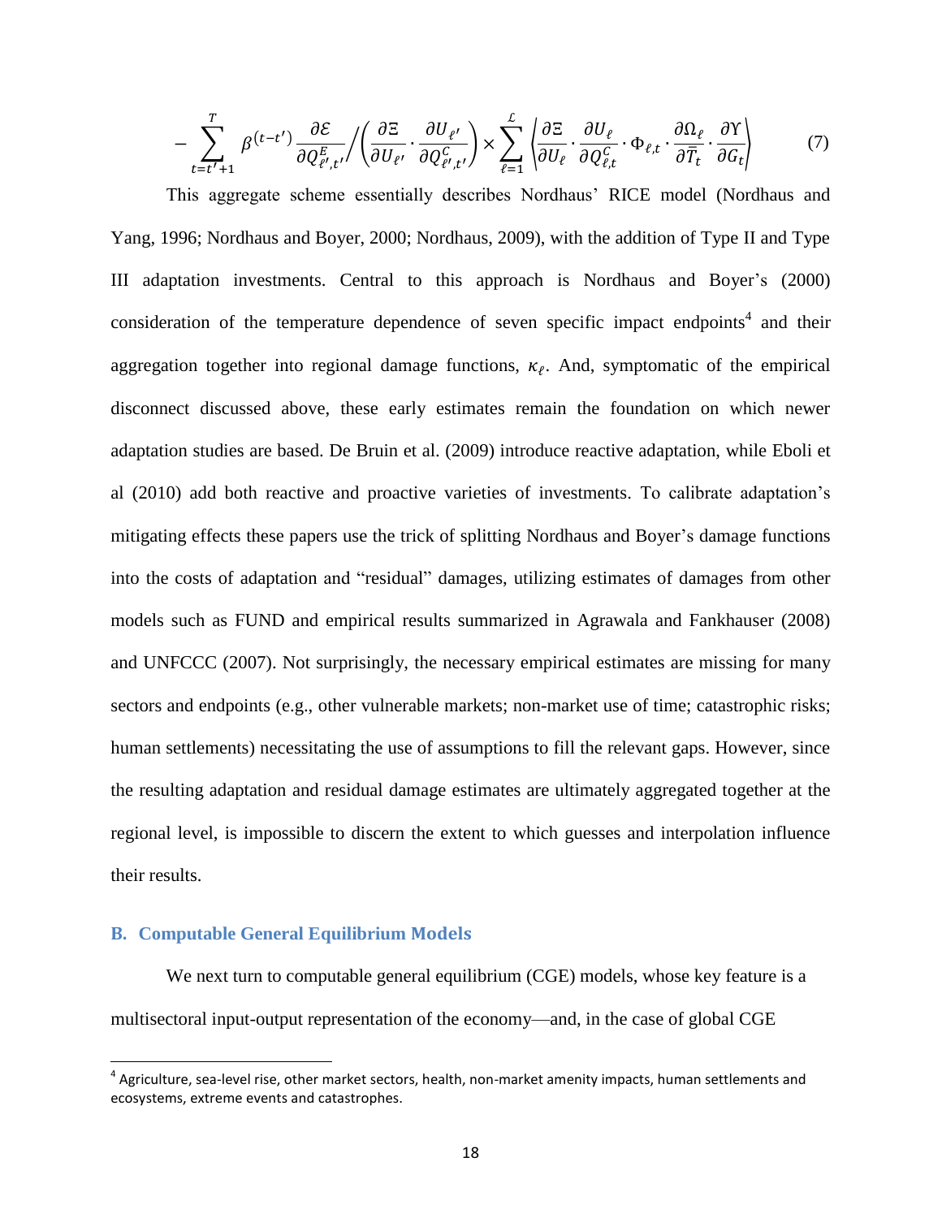$$-\sum_{t=t'+1}^{T} \beta^{(t-t')} \frac{\partial \mathcal{E}}{\partial Q^{E}_{\ell',t'}} \Big/ \left( \frac{\partial \Xi}{\partial U_{\ell'}} \cdot \frac{\partial U_{\ell'}}{\partial Q^{C}_{\ell',t'}} \right) \times \sum_{\ell=1}^{\mathcal{L}} \left\langle \frac{\partial \Xi}{\partial U_{\ell}} \cdot \frac{\partial U_{\ell}}{\partial Q^{C}_{\ell,t}} \cdot \Phi_{\ell,t} \cdot \frac{\partial \Omega_{\ell}}{\partial \bar{T}_t} \cdot \frac{\partial \Upsilon}{\partial G_t} \right\rangle \tag{7}$$

This aggregate scheme essentially describes Nordhaus' RICE model (Nordhaus and Yang, 1996; Nordhaus and Boyer, 2000; Nordhaus, 2009), with the addition of Type II and Type III adaptation investments. Central to this approach is Nordhaus and Boyer's (2000) consideration of the temperature dependence of seven specific impact endpoints[4] and their aggregation together into regional damage functions, $\kappa_{\ell}$. And, symptomatic of the empirical disconnect discussed above, these early estimates remain the foundation on which newer adaptation studies are based. De Bruin et al. (2009) introduce reactive adaptation, while Eboli et al (2010) add both reactive and proactive varieties of investments. To calibrate adaptation's mitigating effects these papers use the trick of splitting Nordhaus and Boyer's damage functions into the costs of adaptation and "residual" damages, utilizing estimates of damages from other models such as FUND and empirical results summarized in Agrawala and Fankhauser (2008) and UNFCCC (2007). Not surprisingly, the necessary empirical estimates are missing for many sectors and endpoints (e.g., other vulnerable markets; non-market use of time; catastrophic risks; human settlements) necessitating the use of assumptions to fill the relevant gaps. However, since the resulting adaptation and residual damage estimates are ultimately aggregated together at the regional level, is impossible to discern the extent to which guesses and interpolation influence their results.

## B. Computable General Equilibrium Models

We next turn to computable general equilibrium (CGE) models, whose key feature is a multisectoral input-output representation of the economy—and, in the case of global CGE

[4] Agriculture, sea-level rise, other market sectors, health, non-market amenity impacts, human settlements and ecosystems, extreme events and catastrophes.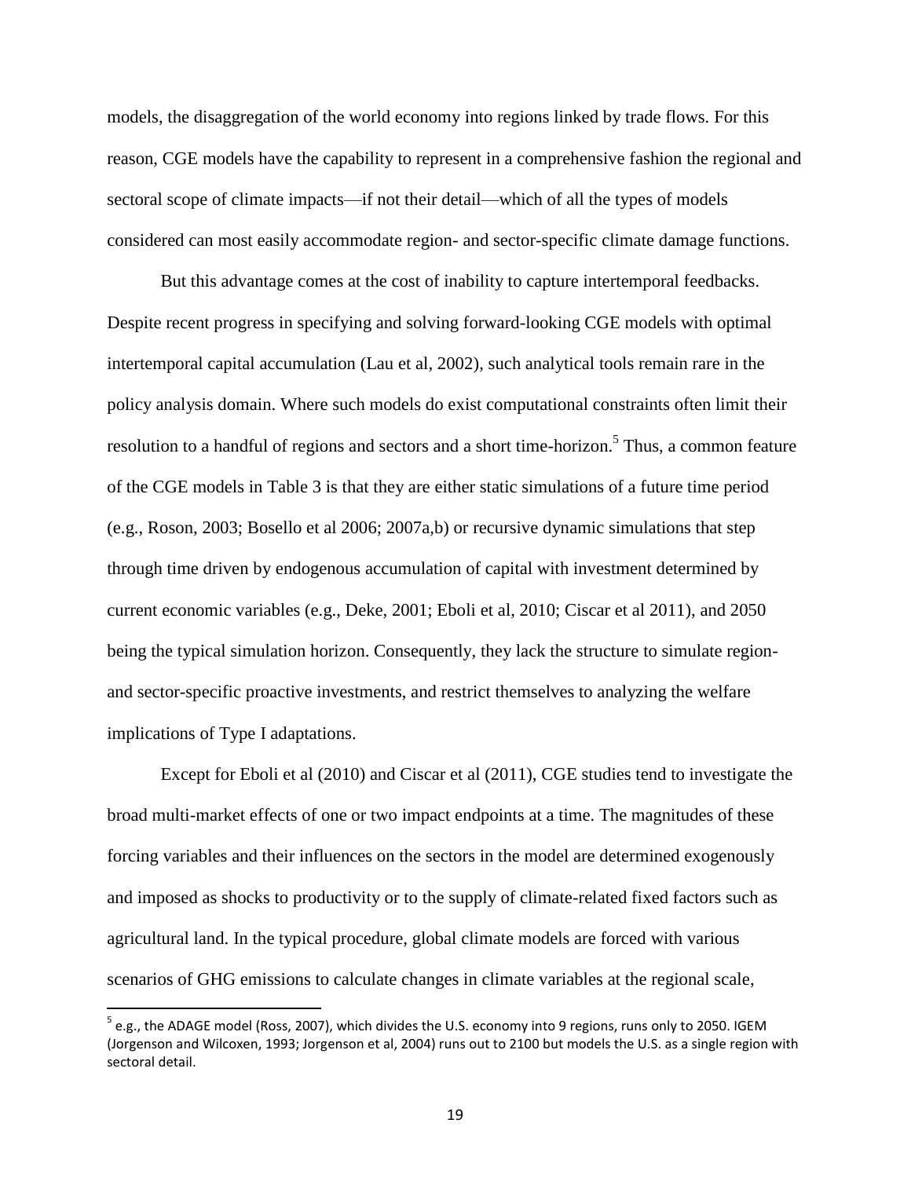models, the disaggregation of the world economy into regions linked by trade flows. For this reason, CGE models have the capability to represent in a comprehensive fashion the regional and sectoral scope of climate impacts—if not their detail—which of all the types of models considered can most easily accommodate region- and sector-specific climate damage functions.

But this advantage comes at the cost of inability to capture intertemporal feedbacks. Despite recent progress in specifying and solving forward-looking CGE models with optimal intertemporal capital accumulation (Lau et al, 2002), such analytical tools remain rare in the policy analysis domain. Where such models do exist computational constraints often limit their resolution to a handful of regions and sectors and a short time-horizon.[5] Thus, a common feature of the CGE models in Table 3 is that they are either static simulations of a future time period (e.g., Roson, 2003; Bosello et al 2006; 2007a,b) or recursive dynamic simulations that step through time driven by endogenous accumulation of capital with investment determined by current economic variables (e.g., Deke, 2001; Eboli et al, 2010; Ciscar et al 2011), and 2050 being the typical simulation horizon. Consequently, they lack the structure to simulate region- and sector-specific proactive investments, and restrict themselves to analyzing the welfare implications of Type I adaptations.

Except for Eboli et al (2010) and Ciscar et al (2011), CGE studies tend to investigate the broad multi-market effects of one or two impact endpoints at a time. The magnitudes of these forcing variables and their influences on the sectors in the model are determined exogenously and imposed as shocks to productivity or to the supply of climate-related fixed factors such as agricultural land. In the typical procedure, global climate models are forced with various scenarios of GHG emissions to calculate changes in climate variables at the regional scale,

[5] e.g., the ADAGE model (Ross, 2007), which divides the U.S. economy into 9 regions, runs only to 2050. IGEM (Jorgenson and Wilcoxen, 1993; Jorgenson et al, 2004) runs out to 2100 but models the U.S. as a single region with sectoral detail.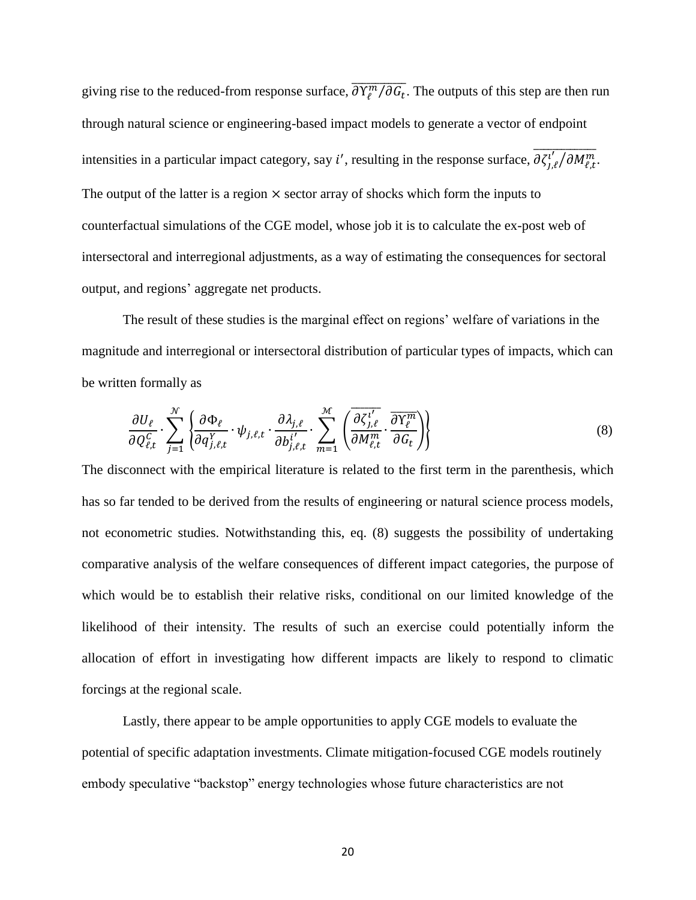giving rise to the reduced-from response surface, $\overline{\partial \Upsilon_\ell^m / \partial G_t}$. The outputs of this step are then run through natural science or engineering-based impact models to generate a vector of endpoint intensities in a particular impact category, say $i'$, resulting in the response surface, $\overline{\partial \zeta_{j,\ell}^{i'} / \partial M_{\ell,t}^m}$. The output of the latter is a region $\times$ sector array of shocks which form the inputs to counterfactual simulations of the CGE model, whose job it is to calculate the ex-post web of intersectoral and interregional adjustments, as a way of estimating the consequences for sectoral output, and regions' aggregate net products.

The result of these studies is the marginal effect on regions' welfare of variations in the magnitude and interregional or intersectoral distribution of particular types of impacts, which can be written formally as

$$\frac{\partial U_\ell}{\partial Q_{\ell,t}^C} \cdot \sum_{j=1}^{\mathcal{N}} \left\{ \frac{\partial \Phi_\ell}{\partial q_{j,\ell,t}^Y} \cdot \psi_{j,\ell,t} \cdot \frac{\partial \lambda_{j,\ell}}{\partial b_{j,\ell,t}^{i'}} \cdot \sum_{m=1}^{\mathcal{M}} \left( \overline{\frac{\partial \zeta_{j,\ell}^{i'}}{\partial M_{\ell,t}^m}} \cdot \overline{\frac{\partial \Upsilon_\ell^m}{\partial G_t}} \right) \right\} \tag{8}$$

The disconnect with the empirical literature is related to the first term in the parenthesis, which has so far tended to be derived from the results of engineering or natural science process models, not econometric studies. Notwithstanding this, eq. (8) suggests the possibility of undertaking comparative analysis of the welfare consequences of different impact categories, the purpose of which would be to establish their relative risks, conditional on our limited knowledge of the likelihood of their intensity. The results of such an exercise could potentially inform the allocation of effort in investigating how different impacts are likely to respond to climatic forcings at the regional scale.

Lastly, there appear to be ample opportunities to apply CGE models to evaluate the potential of specific adaptation investments. Climate mitigation-focused CGE models routinely embody speculative "backstop" energy technologies whose future characteristics are not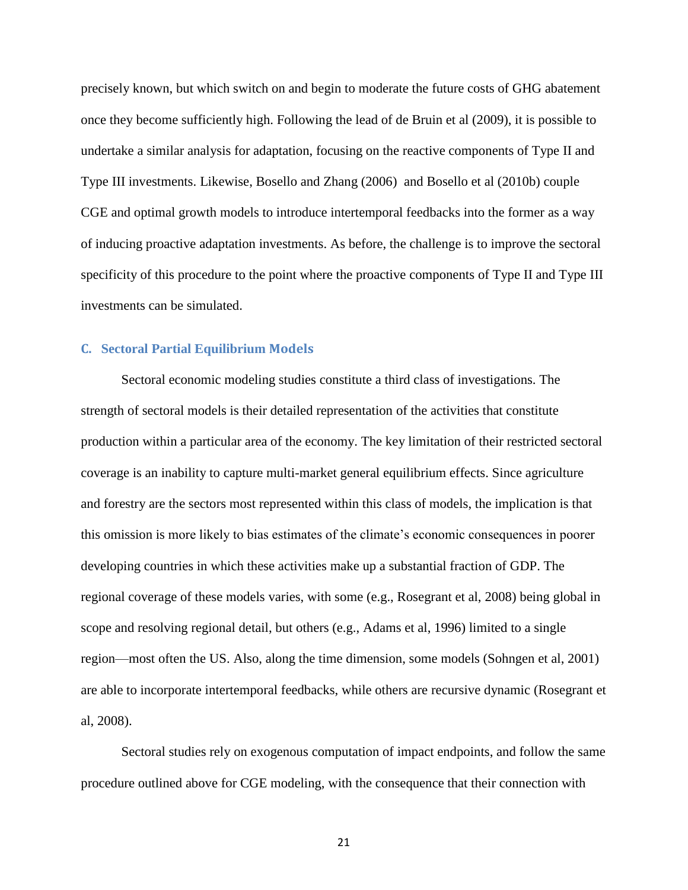precisely known, but which switch on and begin to moderate the future costs of GHG abatement once they become sufficiently high. Following the lead of de Bruin et al (2009), it is possible to undertake a similar analysis for adaptation, focusing on the reactive components of Type II and Type III investments. Likewise, Bosello and Zhang (2006) and Bosello et al (2010b) couple CGE and optimal growth models to introduce intertemporal feedbacks into the former as a way of inducing proactive adaptation investments. As before, the challenge is to improve the sectoral specificity of this procedure to the point where the proactive components of Type II and Type III investments can be simulated.

### C. Sectoral Partial Equilibrium Models

Sectoral economic modeling studies constitute a third class of investigations. The strength of sectoral models is their detailed representation of the activities that constitute production within a particular area of the economy. The key limitation of their restricted sectoral coverage is an inability to capture multi-market general equilibrium effects. Since agriculture and forestry are the sectors most represented within this class of models, the implication is that this omission is more likely to bias estimates of the climate's economic consequences in poorer developing countries in which these activities make up a substantial fraction of GDP. The regional coverage of these models varies, with some (e.g., Rosegrant et al, 2008) being global in scope and resolving regional detail, but others (e.g., Adams et al, 1996) limited to a single region—most often the US. Also, along the time dimension, some models (Sohngen et al, 2001) are able to incorporate intertemporal feedbacks, while others are recursive dynamic (Rosegrant et al, 2008).

Sectoral studies rely on exogenous computation of impact endpoints, and follow the same procedure outlined above for CGE modeling, with the consequence that their connection with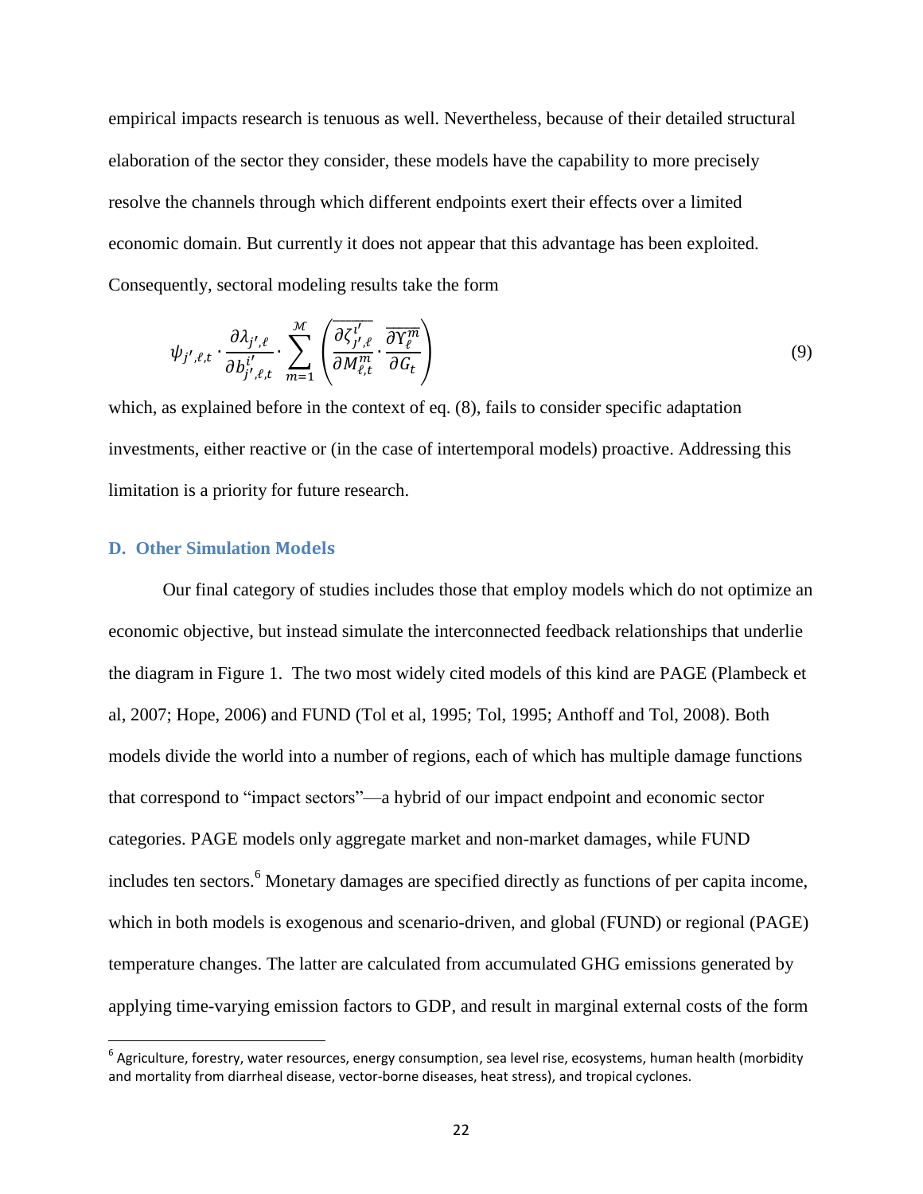empirical impacts research is tenuous as well. Nevertheless, because of their detailed structural elaboration of the sector they consider, these models have the capability to more precisely resolve the channels through which different endpoints exert their effects over a limited economic domain. But currently it does not appear that this advantage has been exploited. Consequently, sectoral modeling results take the form

$$\psi_{j',\ell,t} \cdot \frac{\partial \lambda_{j',\ell}}{\partial b^{i'}_{j',\ell,t}} \cdot \sum_{m=1}^{\mathcal{M}} \left( \overline{\frac{\partial \zeta^{i'}_{j',\ell}}{\partial M^{m}_{\ell,t}}} \cdot \overline{\frac{\partial \Upsilon^{m}_{\ell}}{\partial G_t}} \right) \tag{9}$$

which, as explained before in the context of eq. (8), fails to consider specific adaptation investments, either reactive or (in the case of intertemporal models) proactive. Addressing this limitation is a priority for future research.

### D. Other Simulation Models

Our final category of studies includes those that employ models which do not optimize an economic objective, but instead simulate the interconnected feedback relationships that underlie the diagram in Figure 1. The two most widely cited models of this kind are PAGE (Plambeck et al, 2007; Hope, 2006) and FUND (Tol et al, 1995; Tol, 1995; Anthoff and Tol, 2008). Both models divide the world into a number of regions, each of which has multiple damage functions that correspond to "impact sectors"—a hybrid of our impact endpoint and economic sector categories. PAGE models only aggregate market and non-market damages, while FUND includes ten sectors.[6] Monetary damages are specified directly as functions of per capita income, which in both models is exogenous and scenario-driven, and global (FUND) or regional (PAGE) temperature changes. The latter are calculated from accumulated GHG emissions generated by applying time-varying emission factors to GDP, and result in marginal external costs of the form

[6] Agriculture, forestry, water resources, energy consumption, sea level rise, ecosystems, human health (morbidity and mortality from diarrheal disease, vector-borne diseases, heat stress), and tropical cyclones.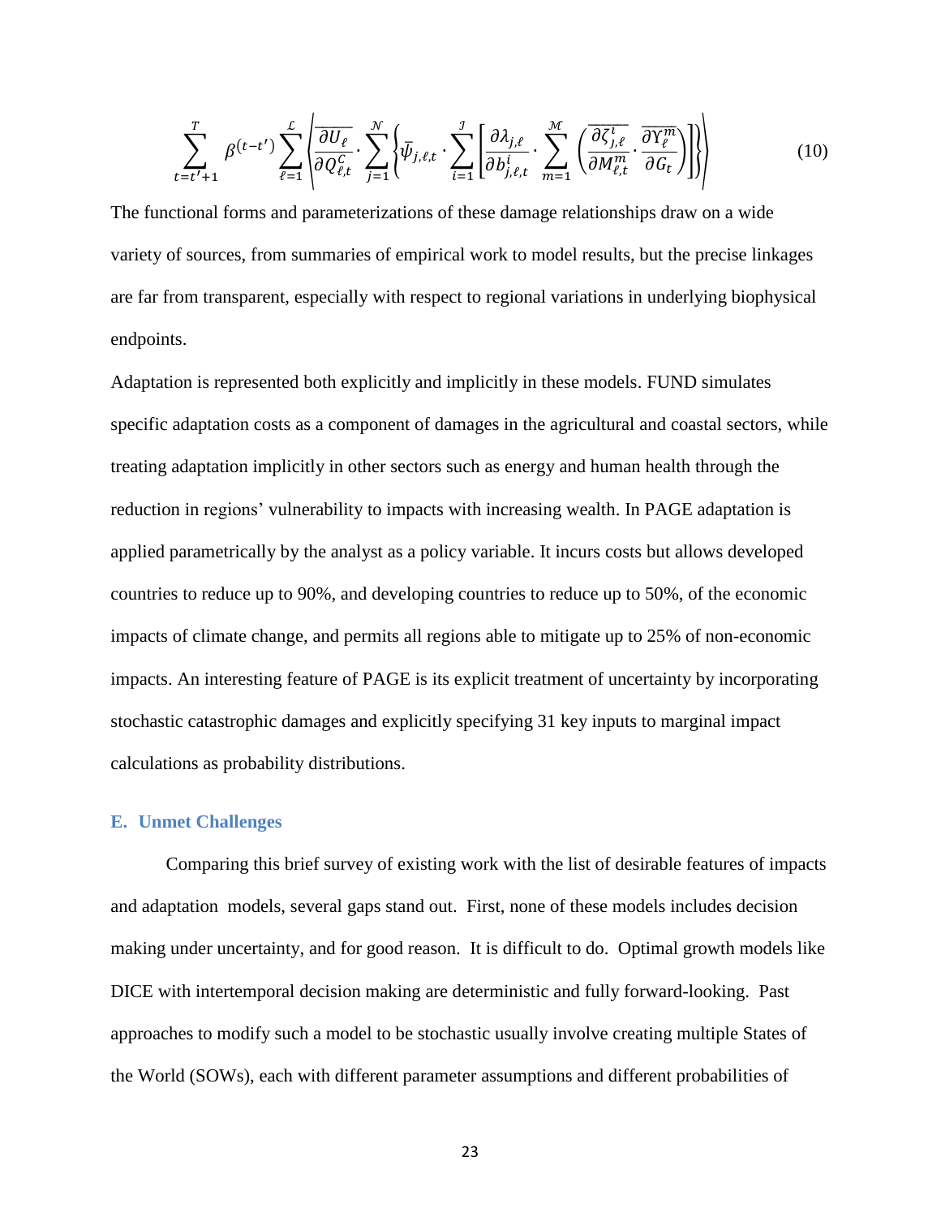$$\sum_{t=t'+1}^{T} \beta^{(t-t')} \sum_{\ell=1}^{\mathcal{L}} \left\langle \overline{\frac{\partial U_\ell}{\partial Q_{\ell,t}^C}} \cdot \sum_{j=1}^{\mathcal{N}} \left\{ \bar{\psi}_{j,\ell,t} \cdot \sum_{i=1}^{\mathcal{I}} \left[ \frac{\partial \lambda_{j,\ell}}{\partial b_{j,\ell,t}^i} \cdot \sum_{m=1}^{\mathcal{M}} \left( \overline{\frac{\partial \zeta_{j,\ell}^i}{\partial M_{\ell,t}^m}} \cdot \overline{\frac{\partial \Upsilon_\ell^m}{\partial G_t}} \right) \right] \right\} \right\rangle \tag{10}$$

The functional forms and parameterizations of these damage relationships draw on a wide variety of sources, from summaries of empirical work to model results, but the precise linkages are far from transparent, especially with respect to regional variations in underlying biophysical endpoints.

Adaptation is represented both explicitly and implicitly in these models. FUND simulates specific adaptation costs as a component of damages in the agricultural and coastal sectors, while treating adaptation implicitly in other sectors such as energy and human health through the reduction in regions' vulnerability to impacts with increasing wealth. In PAGE adaptation is applied parametrically by the analyst as a policy variable. It incurs costs but allows developed countries to reduce up to 90%, and developing countries to reduce up to 50%, of the economic impacts of climate change, and permits all regions able to mitigate up to 25% of non-economic impacts. An interesting feature of PAGE is its explicit treatment of uncertainty by incorporating stochastic catastrophic damages and explicitly specifying 31 key inputs to marginal impact calculations as probability distributions.

## E. Unmet Challenges

Comparing this brief survey of existing work with the list of desirable features of impacts and adaptation models, several gaps stand out. First, none of these models includes decision making under uncertainty, and for good reason. It is difficult to do. Optimal growth models like DICE with intertemporal decision making are deterministic and fully forward-looking. Past approaches to modify such a model to be stochastic usually involve creating multiple States of the World (SOWs), each with different parameter assumptions and different probabilities of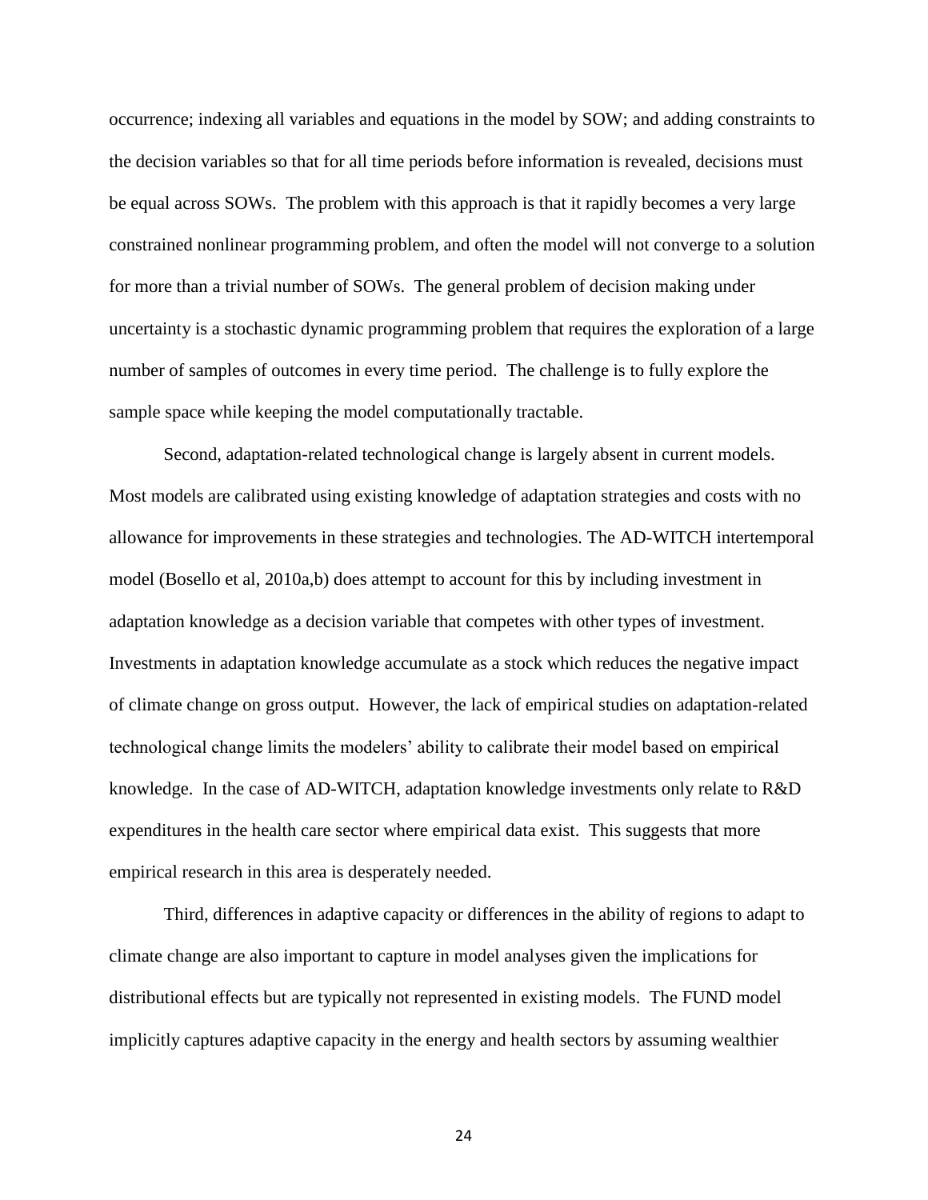occurrence; indexing all variables and equations in the model by SOW; and adding constraints to the decision variables so that for all time periods before information is revealed, decisions must be equal across SOWs. The problem with this approach is that it rapidly becomes a very large constrained nonlinear programming problem, and often the model will not converge to a solution for more than a trivial number of SOWs. The general problem of decision making under uncertainty is a stochastic dynamic programming problem that requires the exploration of a large number of samples of outcomes in every time period. The challenge is to fully explore the sample space while keeping the model computationally tractable.

Second, adaptation-related technological change is largely absent in current models. Most models are calibrated using existing knowledge of adaptation strategies and costs with no allowance for improvements in these strategies and technologies. The AD-WITCH intertemporal model (Bosello et al, 2010a,b) does attempt to account for this by including investment in adaptation knowledge as a decision variable that competes with other types of investment. Investments in adaptation knowledge accumulate as a stock which reduces the negative impact of climate change on gross output. However, the lack of empirical studies on adaptation-related technological change limits the modelers' ability to calibrate their model based on empirical knowledge. In the case of AD-WITCH, adaptation knowledge investments only relate to R&D expenditures in the health care sector where empirical data exist. This suggests that more empirical research in this area is desperately needed.

Third, differences in adaptive capacity or differences in the ability of regions to adapt to climate change are also important to capture in model analyses given the implications for distributional effects but are typically not represented in existing models. The FUND model implicitly captures adaptive capacity in the energy and health sectors by assuming wealthier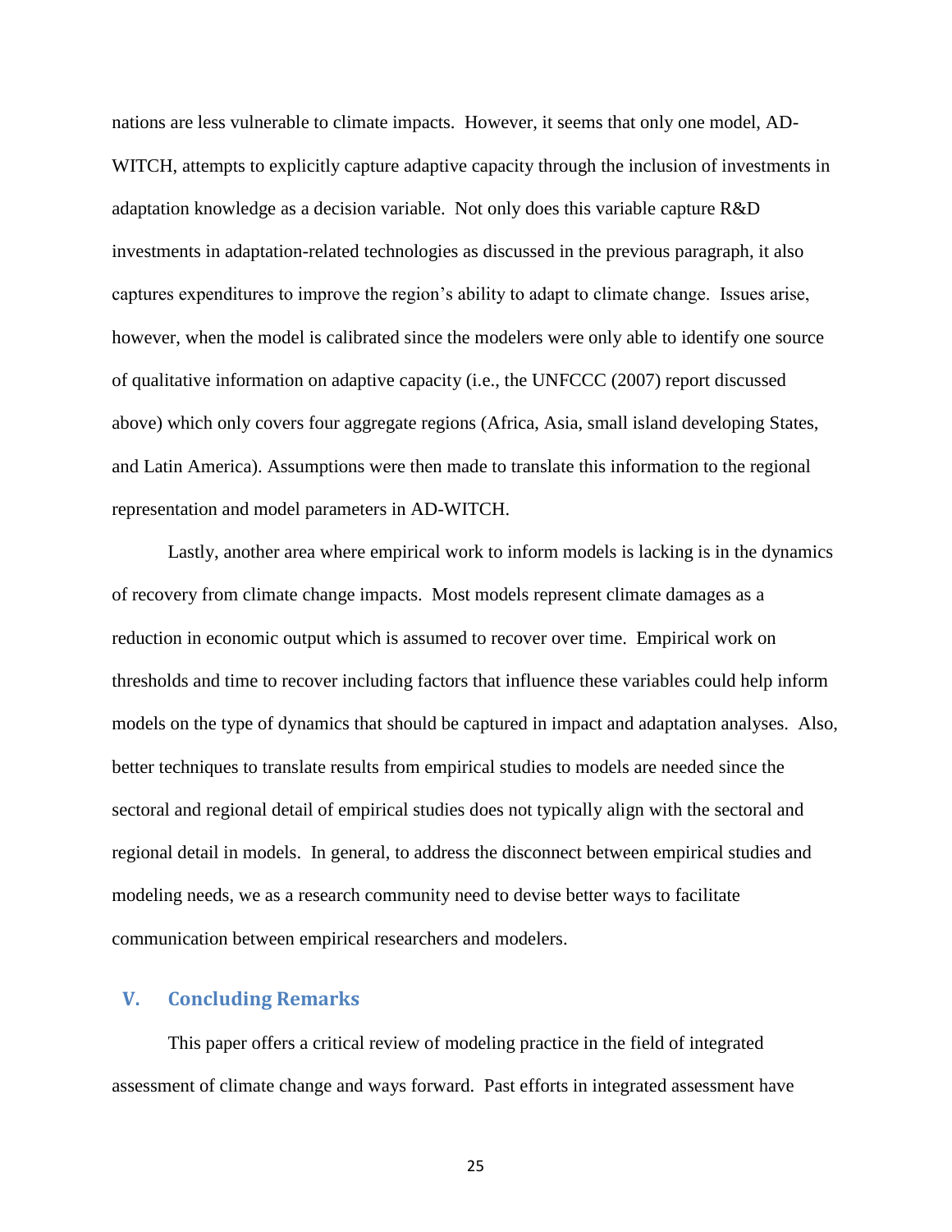nations are less vulnerable to climate impacts. However, it seems that only one model, AD-WITCH, attempts to explicitly capture adaptive capacity through the inclusion of investments in adaptation knowledge as a decision variable. Not only does this variable capture R&D investments in adaptation-related technologies as discussed in the previous paragraph, it also captures expenditures to improve the region's ability to adapt to climate change. Issues arise, however, when the model is calibrated since the modelers were only able to identify one source of qualitative information on adaptive capacity (i.e., the UNFCCC (2007) report discussed above) which only covers four aggregate regions (Africa, Asia, small island developing States, and Latin America). Assumptions were then made to translate this information to the regional representation and model parameters in AD-WITCH.

Lastly, another area where empirical work to inform models is lacking is in the dynamics of recovery from climate change impacts. Most models represent climate damages as a reduction in economic output which is assumed to recover over time. Empirical work on thresholds and time to recover including factors that influence these variables could help inform models on the type of dynamics that should be captured in impact and adaptation analyses. Also, better techniques to translate results from empirical studies to models are needed since the sectoral and regional detail of empirical studies does not typically align with the sectoral and regional detail in models. In general, to address the disconnect between empirical studies and modeling needs, we as a research community need to devise better ways to facilitate communication between empirical researchers and modelers.

## V. Concluding Remarks

This paper offers a critical review of modeling practice in the field of integrated assessment of climate change and ways forward. Past efforts in integrated assessment have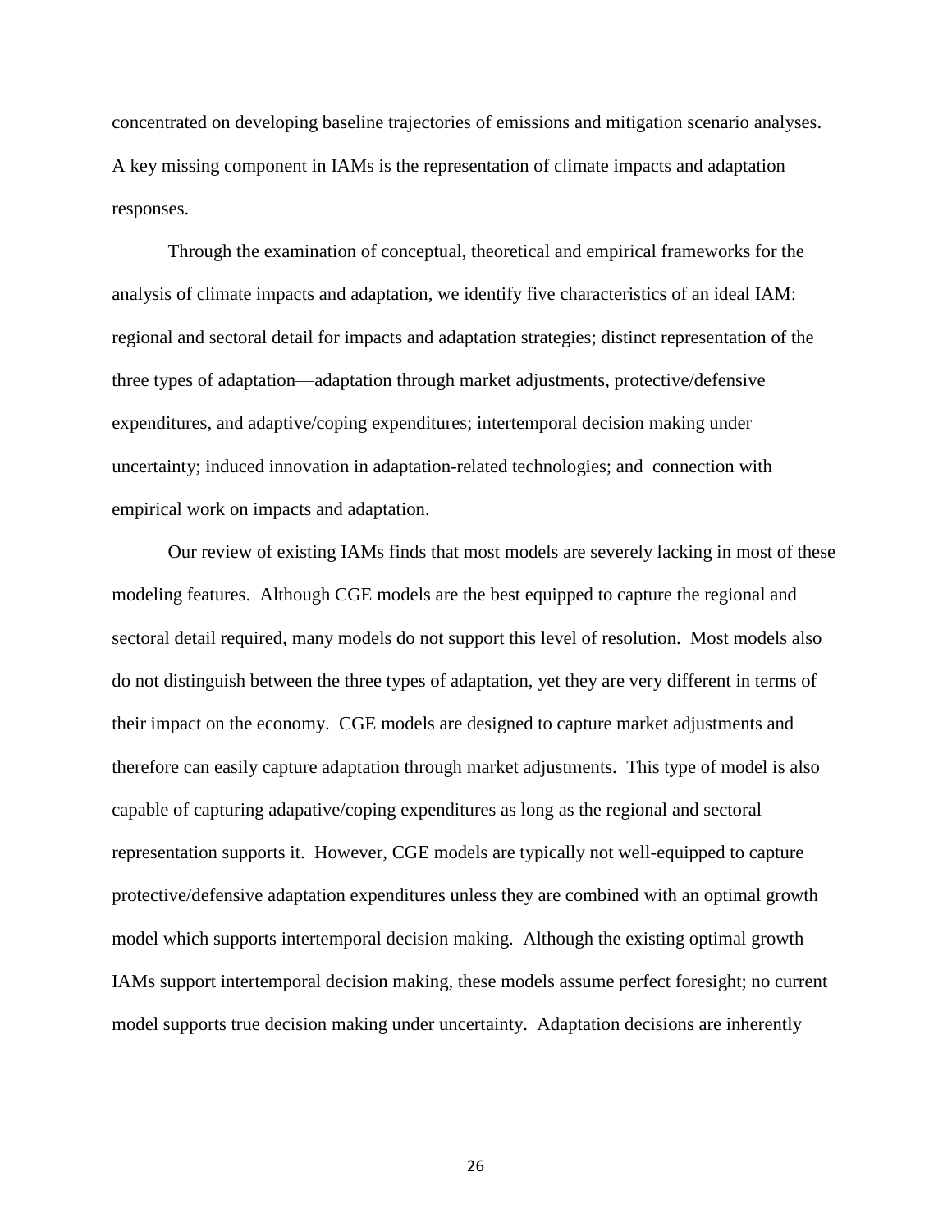concentrated on developing baseline trajectories of emissions and mitigation scenario analyses. A key missing component in IAMs is the representation of climate impacts and adaptation responses.

Through the examination of conceptual, theoretical and empirical frameworks for the analysis of climate impacts and adaptation, we identify five characteristics of an ideal IAM: regional and sectoral detail for impacts and adaptation strategies; distinct representation of the three types of adaptation—adaptation through market adjustments, protective/defensive expenditures, and adaptive/coping expenditures; intertemporal decision making under uncertainty; induced innovation in adaptation-related technologies; and connection with empirical work on impacts and adaptation.

Our review of existing IAMs finds that most models are severely lacking in most of these modeling features. Although CGE models are the best equipped to capture the regional and sectoral detail required, many models do not support this level of resolution. Most models also do not distinguish between the three types of adaptation, yet they are very different in terms of their impact on the economy. CGE models are designed to capture market adjustments and therefore can easily capture adaptation through market adjustments. This type of model is also capable of capturing adapative/coping expenditures as long as the regional and sectoral representation supports it. However, CGE models are typically not well-equipped to capture protective/defensive adaptation expenditures unless they are combined with an optimal growth model which supports intertemporal decision making. Although the existing optimal growth IAMs support intertemporal decision making, these models assume perfect foresight; no current model supports true decision making under uncertainty. Adaptation decisions are inherently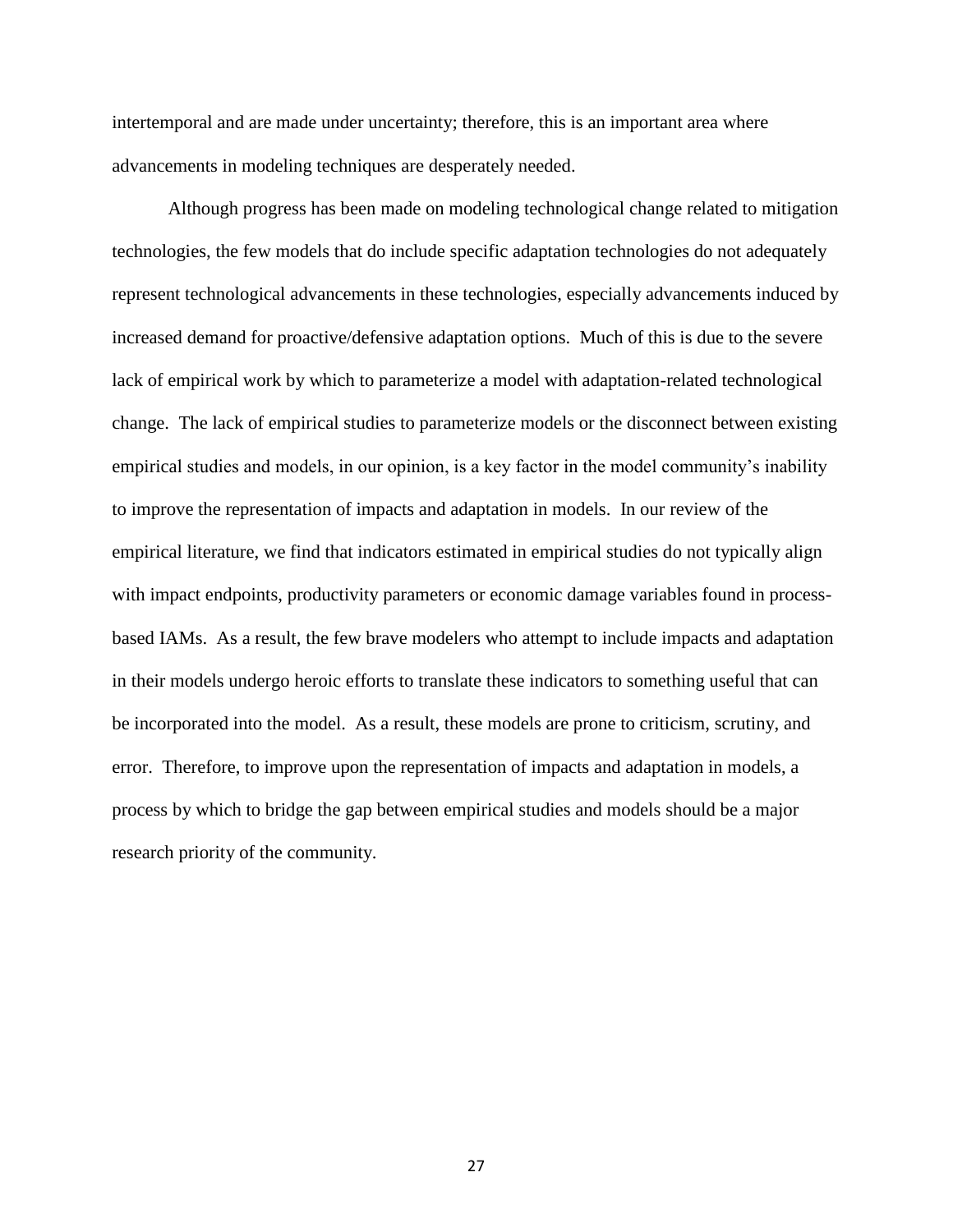intertemporal and are made under uncertainty; therefore, this is an important area where advancements in modeling techniques are desperately needed.

Although progress has been made on modeling technological change related to mitigation technologies, the few models that do include specific adaptation technologies do not adequately represent technological advancements in these technologies, especially advancements induced by increased demand for proactive/defensive adaptation options. Much of this is due to the severe lack of empirical work by which to parameterize a model with adaptation-related technological change. The lack of empirical studies to parameterize models or the disconnect between existing empirical studies and models, in our opinion, is a key factor in the model community's inability to improve the representation of impacts and adaptation in models. In our review of the empirical literature, we find that indicators estimated in empirical studies do not typically align with impact endpoints, productivity parameters or economic damage variables found in process-based IAMs. As a result, the few brave modelers who attempt to include impacts and adaptation in their models undergo heroic efforts to translate these indicators to something useful that can be incorporated into the model. As a result, these models are prone to criticism, scrutiny, and error. Therefore, to improve upon the representation of impacts and adaptation in models, a process by which to bridge the gap between empirical studies and models should be a major research priority of the community.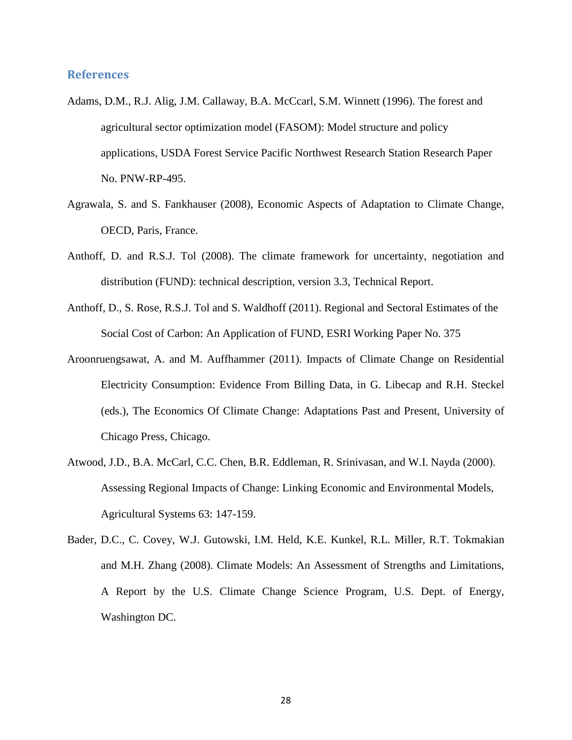## References

Adams, D.M., R.J. Alig, J.M. Callaway, B.A. McCcarl, S.M. Winnett (1996). The forest and agricultural sector optimization model (FASOM): Model structure and policy applications, USDA Forest Service Pacific Northwest Research Station Research Paper No. PNW-RP-495.

Agrawala, S. and S. Fankhauser (2008), Economic Aspects of Adaptation to Climate Change, OECD, Paris, France.

Anthoff, D. and R.S.J. Tol (2008). The climate framework for uncertainty, negotiation and distribution (FUND): technical description, version 3.3, Technical Report.

Anthoff, D., S. Rose, R.S.J. Tol and S. Waldhoff (2011). Regional and Sectoral Estimates of the Social Cost of Carbon: An Application of FUND, ESRI Working Paper No. 375

Aroonruengsawat, A. and M. Auffhammer (2011). Impacts of Climate Change on Residential Electricity Consumption: Evidence From Billing Data, in G. Libecap and R.H. Steckel (eds.), The Economics Of Climate Change: Adaptations Past and Present, University of Chicago Press, Chicago.

Atwood, J.D., B.A. McCarl, C.C. Chen, B.R. Eddleman, R. Srinivasan, and W.I. Nayda (2000). Assessing Regional Impacts of Change: Linking Economic and Environmental Models, Agricultural Systems 63: 147-159.

Bader, D.C., C. Covey, W.J. Gutowski, I.M. Held, K.E. Kunkel, R.L. Miller, R.T. Tokmakian and M.H. Zhang (2008). Climate Models: An Assessment of Strengths and Limitations, A Report by the U.S. Climate Change Science Program, U.S. Dept. of Energy, Washington DC.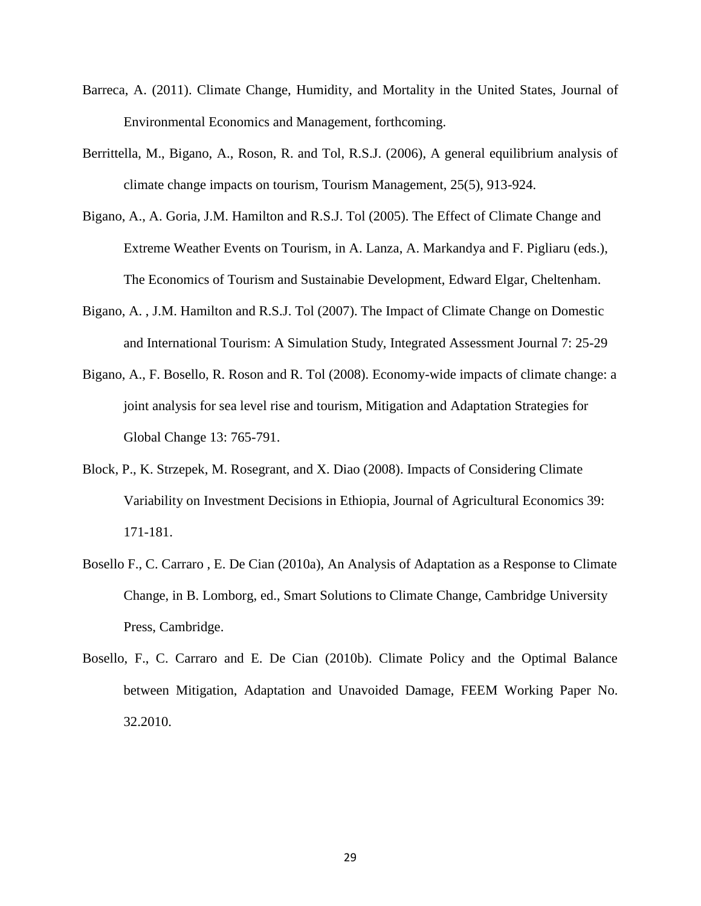Barreca, A. (2011). Climate Change, Humidity, and Mortality in the United States, Journal of Environmental Economics and Management, forthcoming.

Berrittella, M., Bigano, A., Roson, R. and Tol, R.S.J. (2006), A general equilibrium analysis of climate change impacts on tourism, Tourism Management, 25(5), 913-924.

Bigano, A., A. Goria, J.M. Hamilton and R.S.J. Tol (2005). The Effect of Climate Change and Extreme Weather Events on Tourism, in A. Lanza, A. Markandya and F. Pigliaru (eds.), The Economics of Tourism and Sustainabie Development, Edward Elgar, Cheltenham.

Bigano, A. , J.M. Hamilton and R.S.J. Tol (2007). The Impact of Climate Change on Domestic and International Tourism: A Simulation Study, Integrated Assessment Journal 7: 25-29

Bigano, A., F. Bosello, R. Roson and R. Tol (2008). Economy-wide impacts of climate change: a joint analysis for sea level rise and tourism, Mitigation and Adaptation Strategies for Global Change 13: 765-791.

Block, P., K. Strzepek, M. Rosegrant, and X. Diao (2008). Impacts of Considering Climate Variability on Investment Decisions in Ethiopia, Journal of Agricultural Economics 39: 171-181.

Bosello F., C. Carraro , E. De Cian (2010a), An Analysis of Adaptation as a Response to Climate Change, in B. Lomborg, ed., Smart Solutions to Climate Change, Cambridge University Press, Cambridge.

Bosello, F., C. Carraro and E. De Cian (2010b). Climate Policy and the Optimal Balance between Mitigation, Adaptation and Unavoided Damage, FEEM Working Paper No. 32.2010.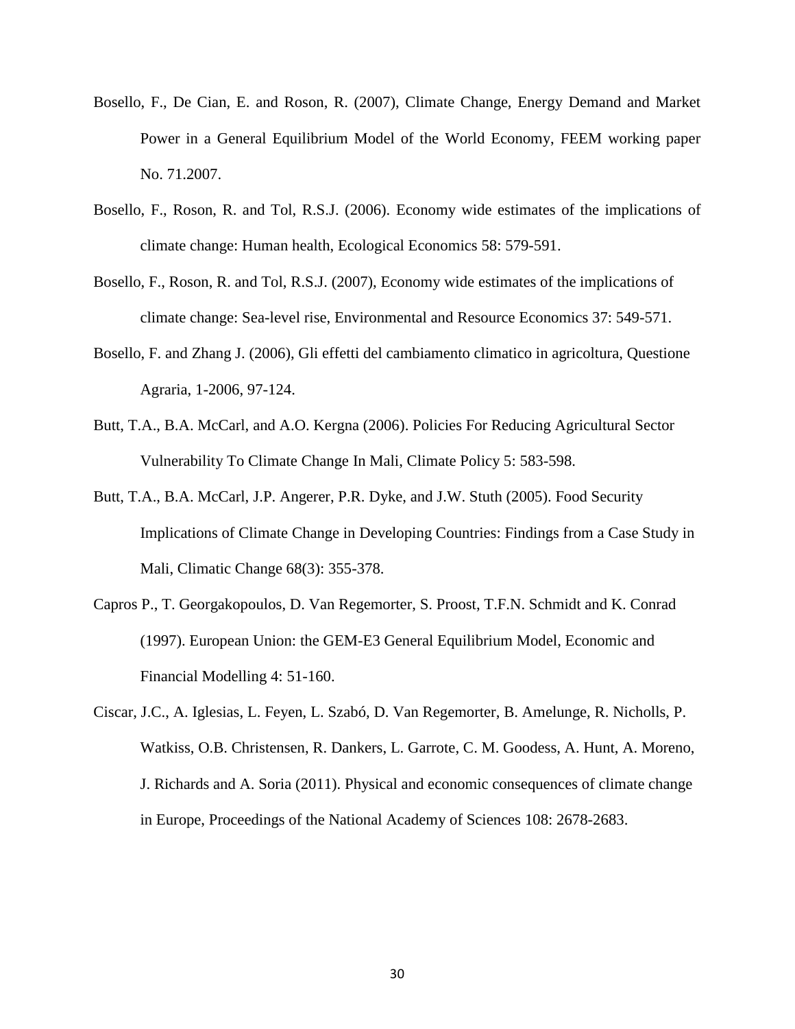Bosello, F., De Cian, E. and Roson, R. (2007), Climate Change, Energy Demand and Market Power in a General Equilibrium Model of the World Economy, FEEM working paper No. 71.2007.

Bosello, F., Roson, R. and Tol, R.S.J. (2006). Economy wide estimates of the implications of climate change: Human health, Ecological Economics 58: 579-591.

Bosello, F., Roson, R. and Tol, R.S.J. (2007), Economy wide estimates of the implications of climate change: Sea-level rise, Environmental and Resource Economics 37: 549-571.

Bosello, F. and Zhang J. (2006), Gli effetti del cambiamento climatico in agricoltura, Questione Agraria, 1-2006, 97-124.

Butt, T.A., B.A. McCarl, and A.O. Kergna (2006). Policies For Reducing Agricultural Sector Vulnerability To Climate Change In Mali, Climate Policy 5: 583-598.

Butt, T.A., B.A. McCarl, J.P. Angerer, P.R. Dyke, and J.W. Stuth (2005). Food Security Implications of Climate Change in Developing Countries: Findings from a Case Study in Mali, Climatic Change 68(3): 355-378.

Capros P., T. Georgakopoulos, D. Van Regemorter, S. Proost, T.F.N. Schmidt and K. Conrad (1997). European Union: the GEM-E3 General Equilibrium Model, Economic and Financial Modelling 4: 51-160.

Ciscar, J.C., A. Iglesias, L. Feyen, L. Szabó, D. Van Regemorter, B. Amelunge, R. Nicholls, P. Watkiss, O.B. Christensen, R. Dankers, L. Garrote, C. M. Goodess, A. Hunt, A. Moreno, J. Richards and A. Soria (2011). Physical and economic consequences of climate change in Europe, Proceedings of the National Academy of Sciences 108: 2678-2683.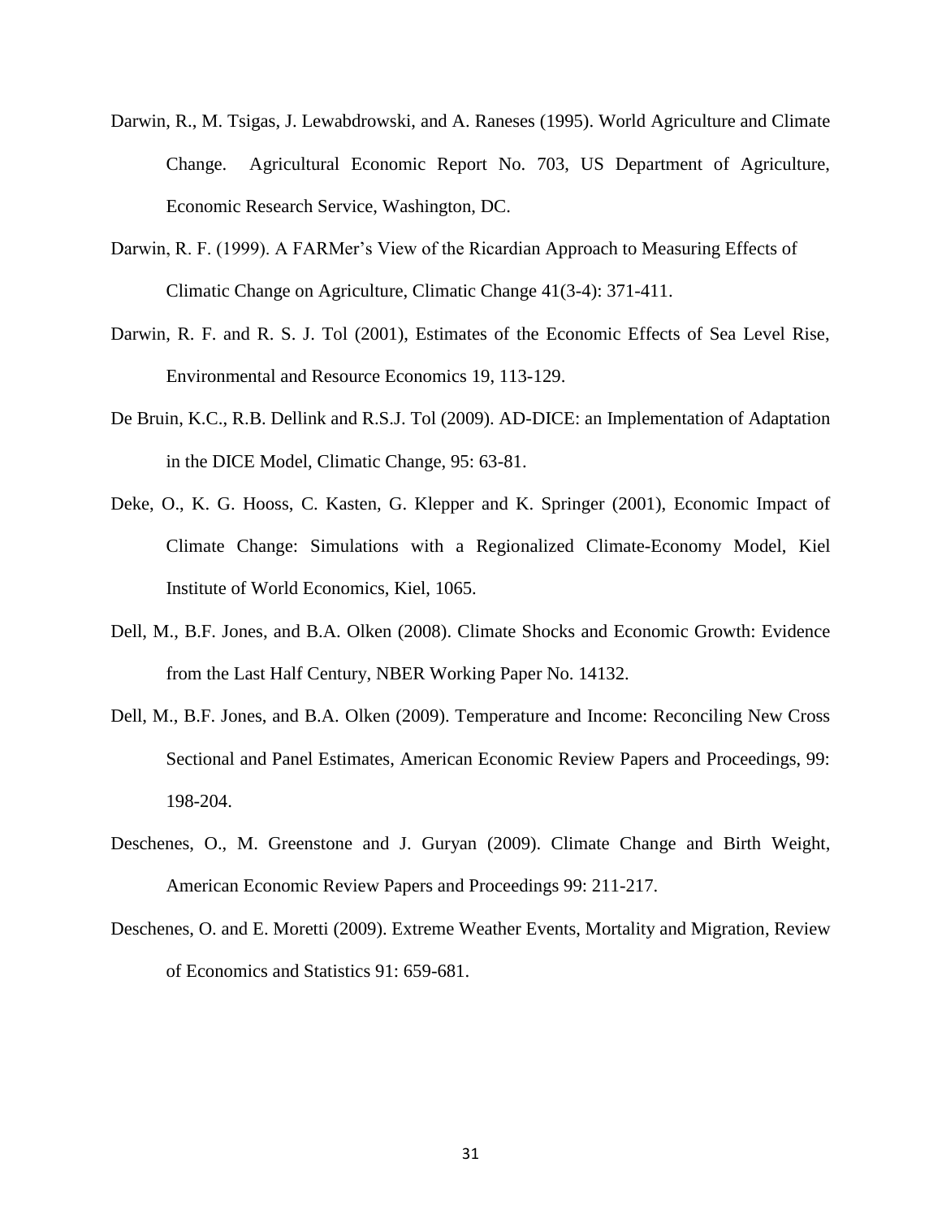Darwin, R., M. Tsigas, J. Lewabdrowski, and A. Raneses (1995). World Agriculture and Climate Change. Agricultural Economic Report No. 703, US Department of Agriculture, Economic Research Service, Washington, DC.

Darwin, R. F. (1999). A FARMer's View of the Ricardian Approach to Measuring Effects of Climatic Change on Agriculture, Climatic Change 41(3-4): 371-411.

Darwin, R. F. and R. S. J. Tol (2001), Estimates of the Economic Effects of Sea Level Rise, Environmental and Resource Economics 19, 113-129.

De Bruin, K.C., R.B. Dellink and R.S.J. Tol (2009). AD-DICE: an Implementation of Adaptation in the DICE Model, Climatic Change, 95: 63-81.

Deke, O., K. G. Hooss, C. Kasten, G. Klepper and K. Springer (2001), Economic Impact of Climate Change: Simulations with a Regionalized Climate-Economy Model, Kiel Institute of World Economics, Kiel, 1065.

Dell, M., B.F. Jones, and B.A. Olken (2008). Climate Shocks and Economic Growth: Evidence from the Last Half Century, NBER Working Paper No. 14132.

Dell, M., B.F. Jones, and B.A. Olken (2009). Temperature and Income: Reconciling New Cross Sectional and Panel Estimates, American Economic Review Papers and Proceedings, 99: 198-204.

Deschenes, O., M. Greenstone and J. Guryan (2009). Climate Change and Birth Weight, American Economic Review Papers and Proceedings 99: 211-217.

Deschenes, O. and E. Moretti (2009). Extreme Weather Events, Mortality and Migration, Review of Economics and Statistics 91: 659-681.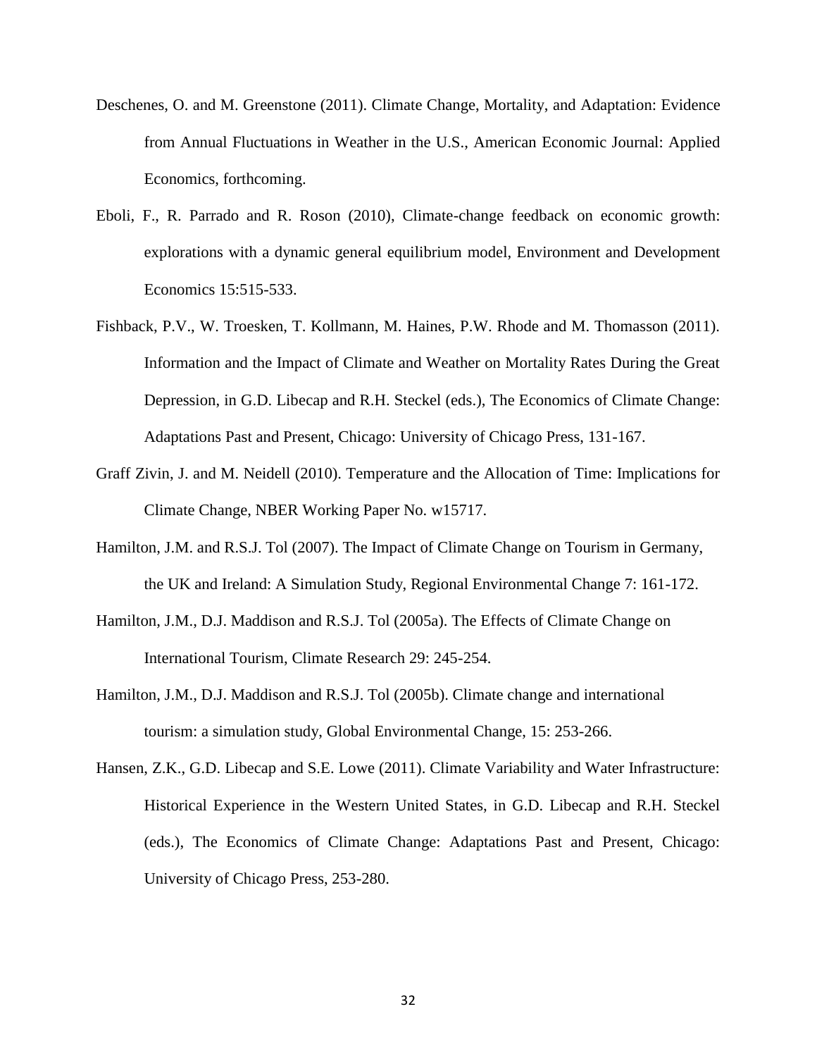Deschenes, O. and M. Greenstone (2011). Climate Change, Mortality, and Adaptation: Evidence from Annual Fluctuations in Weather in the U.S., American Economic Journal: Applied Economics, forthcoming.

Eboli, F., R. Parrado and R. Roson (2010), Climate-change feedback on economic growth: explorations with a dynamic general equilibrium model, Environment and Development Economics 15:515-533.

Fishback, P.V., W. Troesken, T. Kollmann, M. Haines, P.W. Rhode and M. Thomasson (2011). Information and the Impact of Climate and Weather on Mortality Rates During the Great Depression, in G.D. Libecap and R.H. Steckel (eds.), The Economics of Climate Change: Adaptations Past and Present, Chicago: University of Chicago Press, 131-167.

Graff Zivin, J. and M. Neidell (2010). Temperature and the Allocation of Time: Implications for Climate Change, NBER Working Paper No. w15717.

Hamilton, J.M. and R.S.J. Tol (2007). The Impact of Climate Change on Tourism in Germany, the UK and Ireland: A Simulation Study, Regional Environmental Change 7: 161-172.

Hamilton, J.M., D.J. Maddison and R.S.J. Tol (2005a). The Effects of Climate Change on International Tourism, Climate Research 29: 245-254.

Hamilton, J.M., D.J. Maddison and R.S.J. Tol (2005b). Climate change and international tourism: a simulation study, Global Environmental Change, 15: 253-266.

Hansen, Z.K., G.D. Libecap and S.E. Lowe (2011). Climate Variability and Water Infrastructure: Historical Experience in the Western United States, in G.D. Libecap and R.H. Steckel (eds.), The Economics of Climate Change: Adaptations Past and Present, Chicago: University of Chicago Press, 253-280.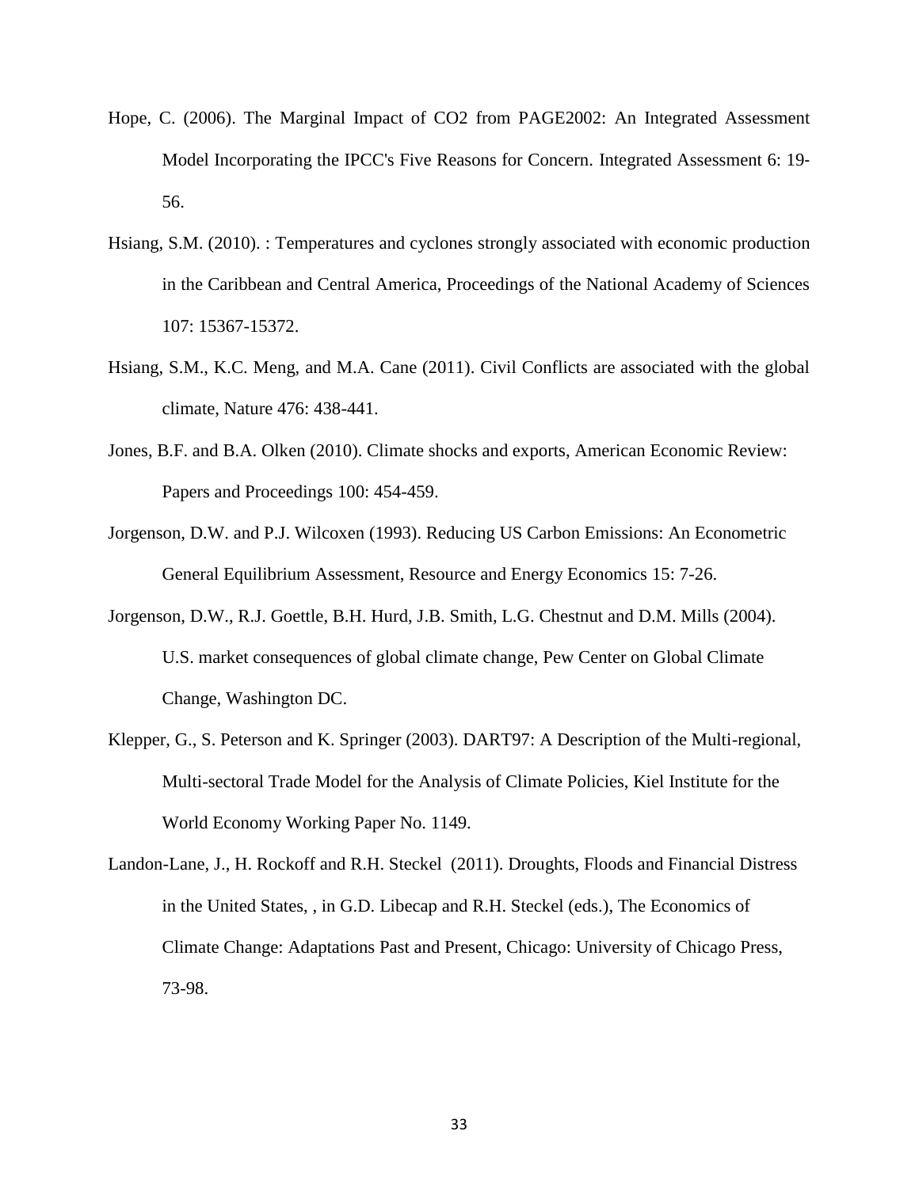Hope, C. (2006). The Marginal Impact of CO2 from PAGE2002: An Integrated Assessment Model Incorporating the IPCC's Five Reasons for Concern. Integrated Assessment 6: 19-56.

Hsiang, S.M. (2010). : Temperatures and cyclones strongly associated with economic production in the Caribbean and Central America, Proceedings of the National Academy of Sciences 107: 15367-15372.

Hsiang, S.M., K.C. Meng, and M.A. Cane (2011). Civil Conflicts are associated with the global climate, Nature 476: 438-441.

Jones, B.F. and B.A. Olken (2010). Climate shocks and exports, American Economic Review: Papers and Proceedings 100: 454-459.

Jorgenson, D.W. and P.J. Wilcoxen (1993). Reducing US Carbon Emissions: An Econometric General Equilibrium Assessment, Resource and Energy Economics 15: 7-26.

Jorgenson, D.W., R.J. Goettle, B.H. Hurd, J.B. Smith, L.G. Chestnut and D.M. Mills (2004). U.S. market consequences of global climate change, Pew Center on Global Climate Change, Washington DC.

Klepper, G., S. Peterson and K. Springer (2003). DART97: A Description of the Multi-regional, Multi-sectoral Trade Model for the Analysis of Climate Policies, Kiel Institute for the World Economy Working Paper No. 1149.

Landon-Lane, J., H. Rockoff and R.H. Steckel (2011). Droughts, Floods and Financial Distress in the United States, , in G.D. Libecap and R.H. Steckel (eds.), The Economics of Climate Change: Adaptations Past and Present, Chicago: University of Chicago Press, 73-98.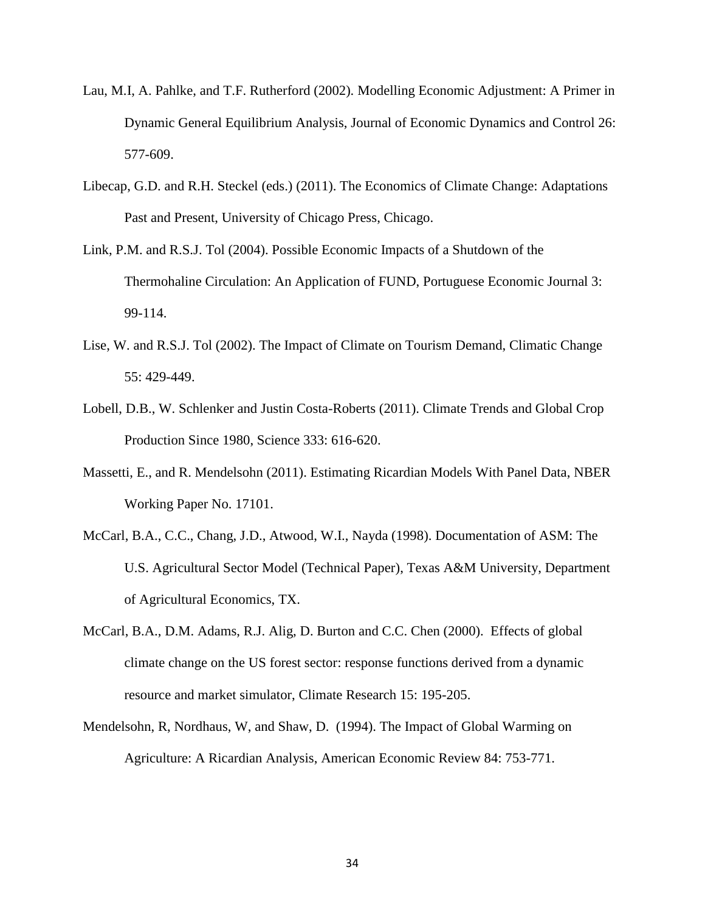Lau, M.I, A. Pahlke, and T.F. Rutherford (2002). Modelling Economic Adjustment: A Primer in Dynamic General Equilibrium Analysis, Journal of Economic Dynamics and Control 26: 577-609.

Libecap, G.D. and R.H. Steckel (eds.) (2011). The Economics of Climate Change: Adaptations Past and Present, University of Chicago Press, Chicago.

Link, P.M. and R.S.J. Tol (2004). Possible Economic Impacts of a Shutdown of the Thermohaline Circulation: An Application of FUND, Portuguese Economic Journal 3: 99-114.

Lise, W. and R.S.J. Tol (2002). The Impact of Climate on Tourism Demand, Climatic Change 55: 429-449.

Lobell, D.B., W. Schlenker and Justin Costa-Roberts (2011). Climate Trends and Global Crop Production Since 1980, Science 333: 616-620.

Massetti, E., and R. Mendelsohn (2011). Estimating Ricardian Models With Panel Data, NBER Working Paper No. 17101.

McCarl, B.A., C.C., Chang, J.D., Atwood, W.I., Nayda (1998). Documentation of ASM: The U.S. Agricultural Sector Model (Technical Paper), Texas A&M University, Department of Agricultural Economics, TX.

McCarl, B.A., D.M. Adams, R.J. Alig, D. Burton and C.C. Chen (2000). Effects of global climate change on the US forest sector: response functions derived from a dynamic resource and market simulator, Climate Research 15: 195-205.

Mendelsohn, R, Nordhaus, W, and Shaw, D. (1994). The Impact of Global Warming on Agriculture: A Ricardian Analysis, American Economic Review 84: 753-771.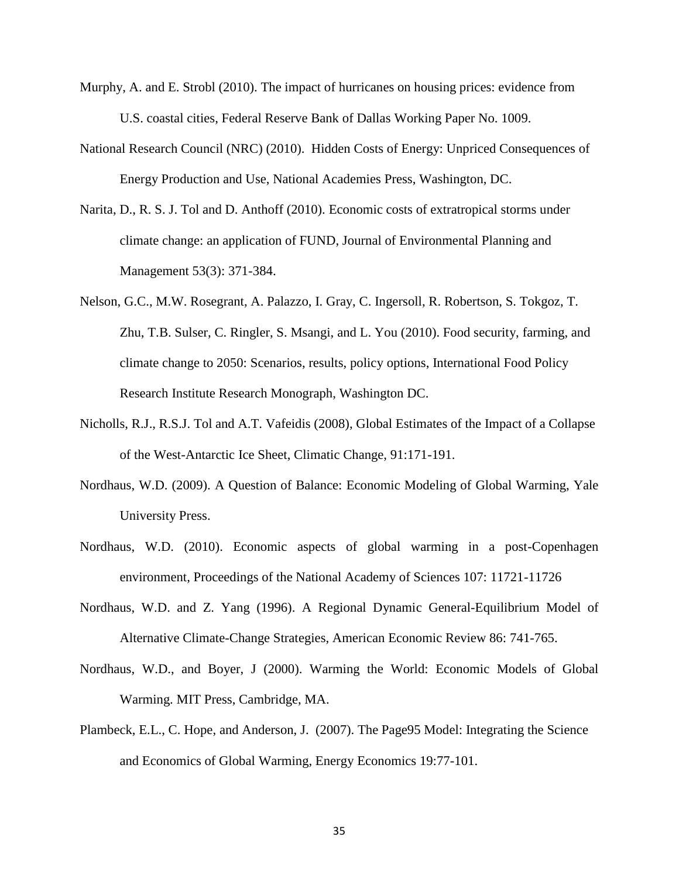Murphy, A. and E. Strobl (2010). The impact of hurricanes on housing prices: evidence from U.S. coastal cities, Federal Reserve Bank of Dallas Working Paper No. 1009.

National Research Council (NRC) (2010). Hidden Costs of Energy: Unpriced Consequences of Energy Production and Use, National Academies Press, Washington, DC.

Narita, D., R. S. J. Tol and D. Anthoff (2010). Economic costs of extratropical storms under climate change: an application of FUND, Journal of Environmental Planning and Management 53(3): 371-384.

Nelson, G.C., M.W. Rosegrant, A. Palazzo, I. Gray, C. Ingersoll, R. Robertson, S. Tokgoz, T. Zhu, T.B. Sulser, C. Ringler, S. Msangi, and L. You (2010). Food security, farming, and climate change to 2050: Scenarios, results, policy options, International Food Policy Research Institute Research Monograph, Washington DC.

Nicholls, R.J., R.S.J. Tol and A.T. Vafeidis (2008), Global Estimates of the Impact of a Collapse of the West-Antarctic Ice Sheet, Climatic Change, 91:171-191.

Nordhaus, W.D. (2009). A Question of Balance: Economic Modeling of Global Warming, Yale University Press.

Nordhaus, W.D. (2010). Economic aspects of global warming in a post-Copenhagen environment, Proceedings of the National Academy of Sciences 107: 11721-11726

Nordhaus, W.D. and Z. Yang (1996). A Regional Dynamic General-Equilibrium Model of Alternative Climate-Change Strategies, American Economic Review 86: 741-765.

Nordhaus, W.D., and Boyer, J (2000). Warming the World: Economic Models of Global Warming. MIT Press, Cambridge, MA.

Plambeck, E.L., C. Hope, and Anderson, J. (2007). The Page95 Model: Integrating the Science and Economics of Global Warming, Energy Economics 19:77-101.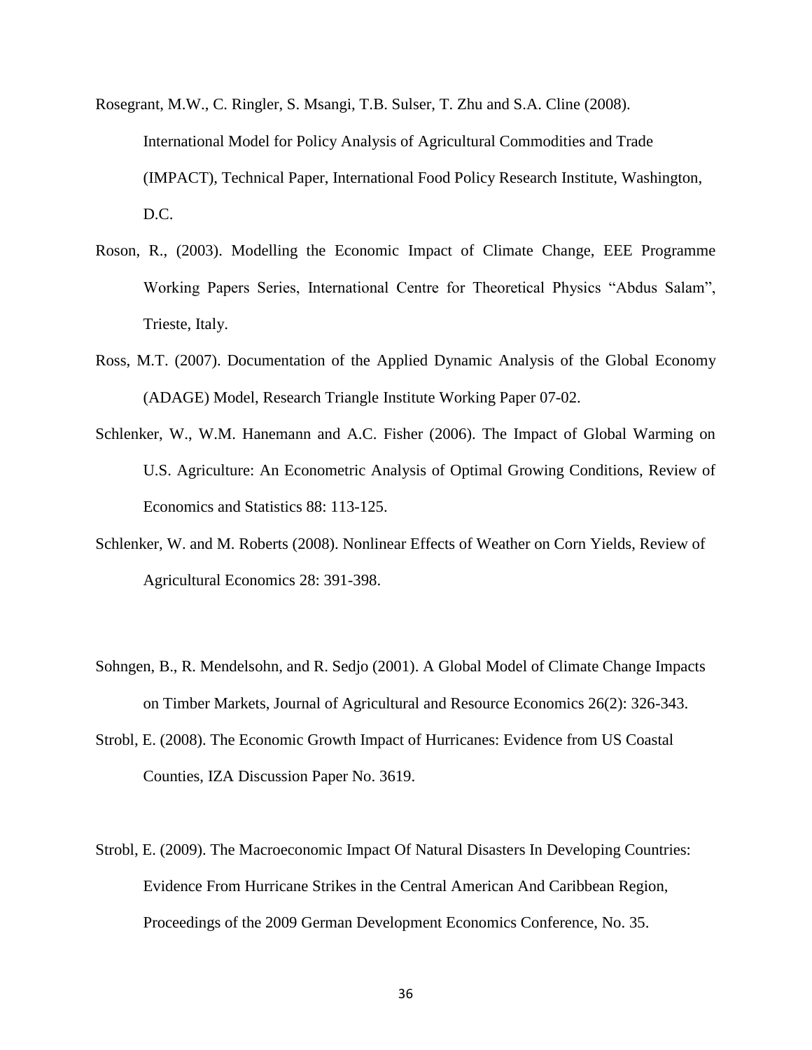Rosegrant, M.W., C. Ringler, S. Msangi, T.B. Sulser, T. Zhu and S.A. Cline (2008). International Model for Policy Analysis of Agricultural Commodities and Trade (IMPACT), Technical Paper, International Food Policy Research Institute, Washington, D.C.

Roson, R., (2003). Modelling the Economic Impact of Climate Change, EEE Programme Working Papers Series, International Centre for Theoretical Physics "Abdus Salam", Trieste, Italy.

Ross, M.T. (2007). Documentation of the Applied Dynamic Analysis of the Global Economy (ADAGE) Model, Research Triangle Institute Working Paper 07-02.

Schlenker, W., W.M. Hanemann and A.C. Fisher (2006). The Impact of Global Warming on U.S. Agriculture: An Econometric Analysis of Optimal Growing Conditions, Review of Economics and Statistics 88: 113-125.

Schlenker, W. and M. Roberts (2008). Nonlinear Effects of Weather on Corn Yields, Review of Agricultural Economics 28: 391-398.

Sohngen, B., R. Mendelsohn, and R. Sedjo (2001). A Global Model of Climate Change Impacts on Timber Markets, Journal of Agricultural and Resource Economics 26(2): 326-343.

Strobl, E. (2008). The Economic Growth Impact of Hurricanes: Evidence from US Coastal Counties, IZA Discussion Paper No. 3619.

Strobl, E. (2009). The Macroeconomic Impact Of Natural Disasters In Developing Countries: Evidence From Hurricane Strikes in the Central American And Caribbean Region, Proceedings of the 2009 German Development Economics Conference, No. 35.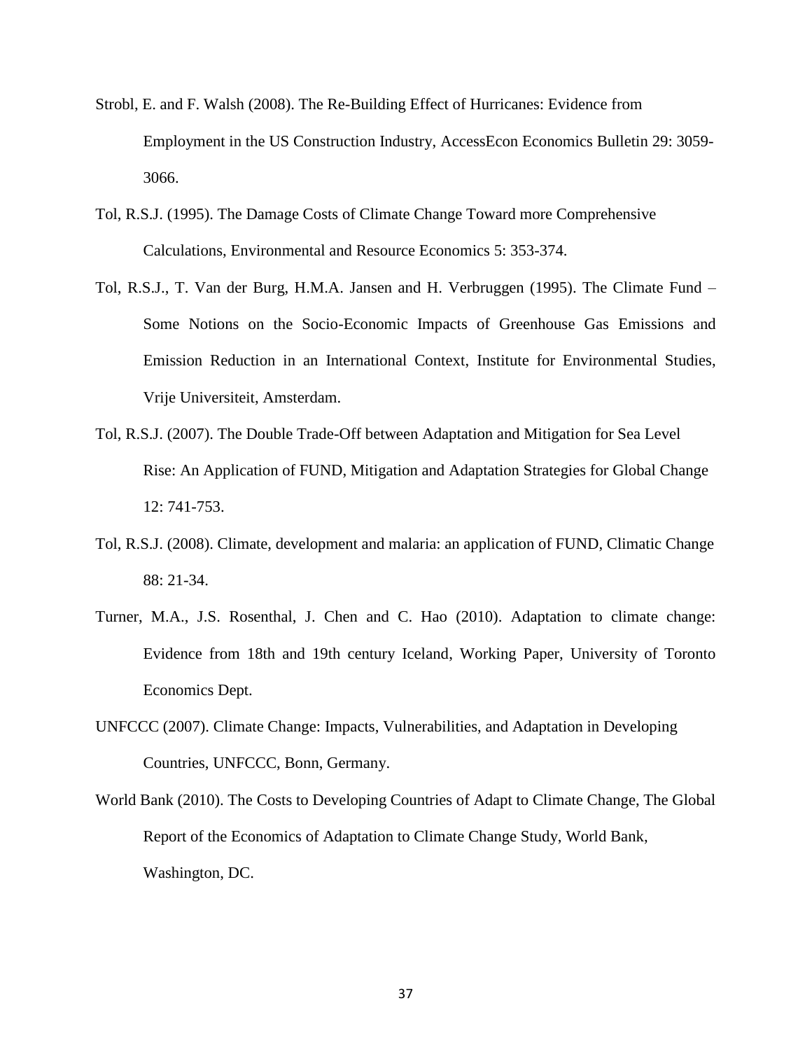Strobl, E. and F. Walsh (2008). The Re-Building Effect of Hurricanes: Evidence from Employment in the US Construction Industry, AccessEcon Economics Bulletin 29: 3059-3066.

Tol, R.S.J. (1995). The Damage Costs of Climate Change Toward more Comprehensive Calculations, Environmental and Resource Economics 5: 353-374.

Tol, R.S.J., T. Van der Burg, H.M.A. Jansen and H. Verbruggen (1995). The Climate Fund – Some Notions on the Socio-Economic Impacts of Greenhouse Gas Emissions and Emission Reduction in an International Context, Institute for Environmental Studies, Vrije Universiteit, Amsterdam.

Tol, R.S.J. (2007). The Double Trade-Off between Adaptation and Mitigation for Sea Level Rise: An Application of FUND, Mitigation and Adaptation Strategies for Global Change 12: 741-753.

Tol, R.S.J. (2008). Climate, development and malaria: an application of FUND, Climatic Change 88: 21-34.

Turner, M.A., J.S. Rosenthal, J. Chen and C. Hao (2010). Adaptation to climate change: Evidence from 18th and 19th century Iceland, Working Paper, University of Toronto Economics Dept.

UNFCCC (2007). Climate Change: Impacts, Vulnerabilities, and Adaptation in Developing Countries, UNFCCC, Bonn, Germany.

World Bank (2010). The Costs to Developing Countries of Adapt to Climate Change, The Global Report of the Economics of Adaptation to Climate Change Study, World Bank, Washington, DC.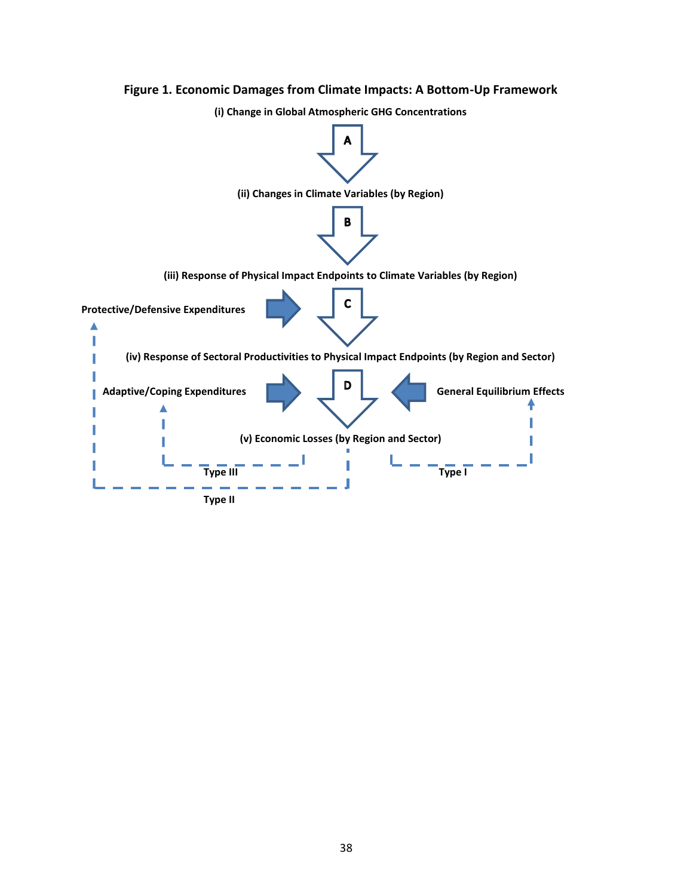**Figure 1. Economic Damages from Climate Impacts: A Bottom-Up Framework**

(i) Change in Global Atmospheric GHG Concentrations

A

(ii) Changes in Climate Variables (by Region)

B

(iii) Response of Physical Impact Endpoints to Climate Variables (by Region)

Protective/Defensive Expenditures

C

(iv) Response of Sectoral Productivities to Physical Impact Endpoints (by Region and Sector)

Adaptive/Coping Expenditures

D

General Equilibrium Effects

(v) Economic Losses (by Region and Sector)

Type III

Type I

Type II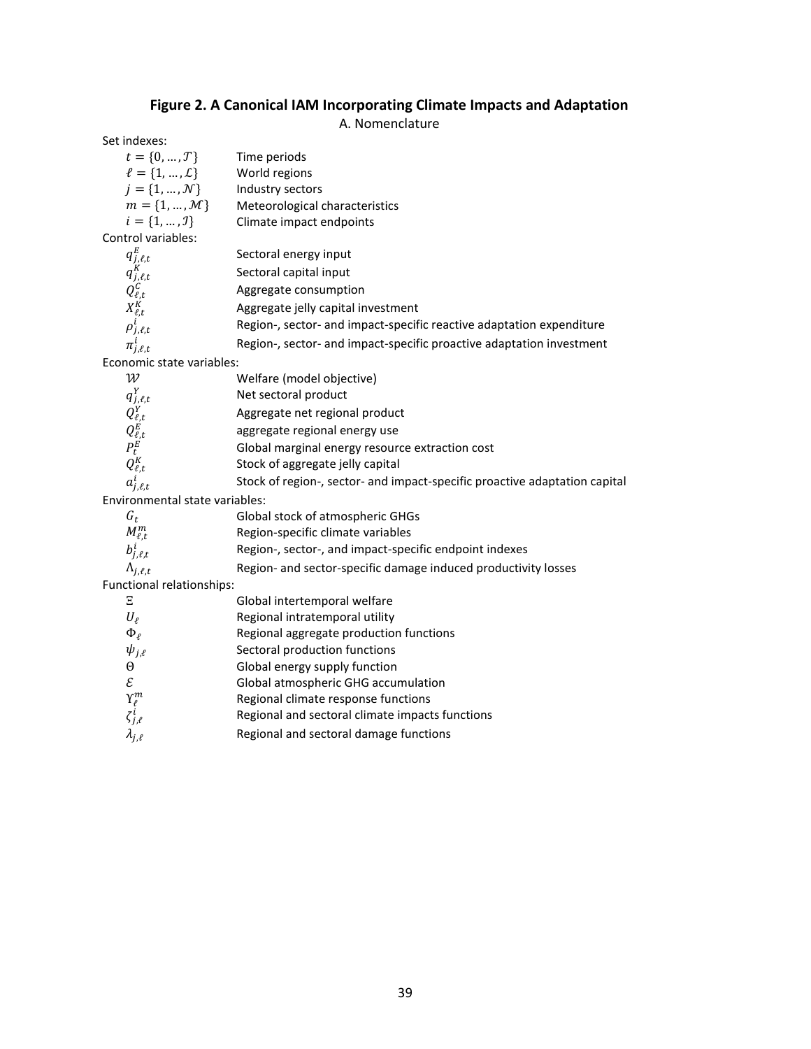# Figure 2. A Canonical IAM Incorporating Climate Impacts and Adaptation

A. Nomenclature

Set indexes:

| | |
|---|---|
| $t = \{0, \dots, \mathcal{T}\}$ | Time periods |
| $\ell = \{1, \dots, \mathcal{L}\}$ | World regions |
| $j = \{1, \dots, \mathcal{N}\}$ | Industry sectors |
| $m = \{1, \dots, \mathcal{M}\}$ | Meteorological characteristics |
| $i = \{1, \dots, \mathcal{I}\}$ | Climate impact endpoints |

Control variables:

| | |
|---|---|
| $q^{E}_{j,\ell,t}$ | Sectoral energy input |
| $q^{K}_{j,\ell,t}$ | Sectoral capital input |
| $Q^{C}_{\ell,t}$ | Aggregate consumption |
| $X^{K}_{\ell,t}$ | Aggregate jelly capital investment |
| $\rho^{i}_{j,\ell,t}$ | Region-, sector- and impact-specific reactive adaptation expenditure |
| $\pi^{i}_{j,\ell,t}$ | Region-, sector- and impact-specific proactive adaptation investment |

Economic state variables:

| | |
|---|---|
| $\mathcal{W}$ | Welfare (model objective) |
| $q^{Y}_{j,\ell,t}$ | Net sectoral product |
| $Q^{Y}_{\ell,t}$ | Aggregate net regional product |
| $Q^{E}_{\ell,t}$ | aggregate regional energy use |
| $P^{E}_{t}$ | Global marginal energy resource extraction cost |
| $Q^{K}_{\ell,t}$ | Stock of aggregate jelly capital |
| $a^{i}_{j,\ell,t}$ | Stock of region-, sector- and impact-specific proactive adaptation capital |

Environmental state variables:

| | |
|---|---|
| $G_t$ | Global stock of atmospheric GHGs |
| $M^{m}_{\ell,t}$ | Region-specific climate variables |
| $b^{i}_{j,\ell,t}$ | Region-, sector-, and impact-specific endpoint indexes |
| $\Lambda_{j,\ell,t}$ | Region- and sector-specific damage induced productivity losses |

Functional relationships:

| | |
|---|---|
| $\Xi$ | Global intertemporal welfare |
| $U_{\ell}$ | Regional intratemporal utility |
| $\Phi_{\ell}$ | Regional aggregate production functions |
| $\psi_{j,\ell}$ | Sectoral production functions |
| $\Theta$ | Global energy supply function |
| $\mathcal{E}$ | Global atmospheric GHG accumulation |
| $\Upsilon^{m}_{\ell}$ | Regional climate response functions |
| $\zeta^{i}_{j,\ell}$ | Regional and sectoral climate impacts functions |
| $\lambda_{j,\ell}$ | Regional and sectoral damage functions |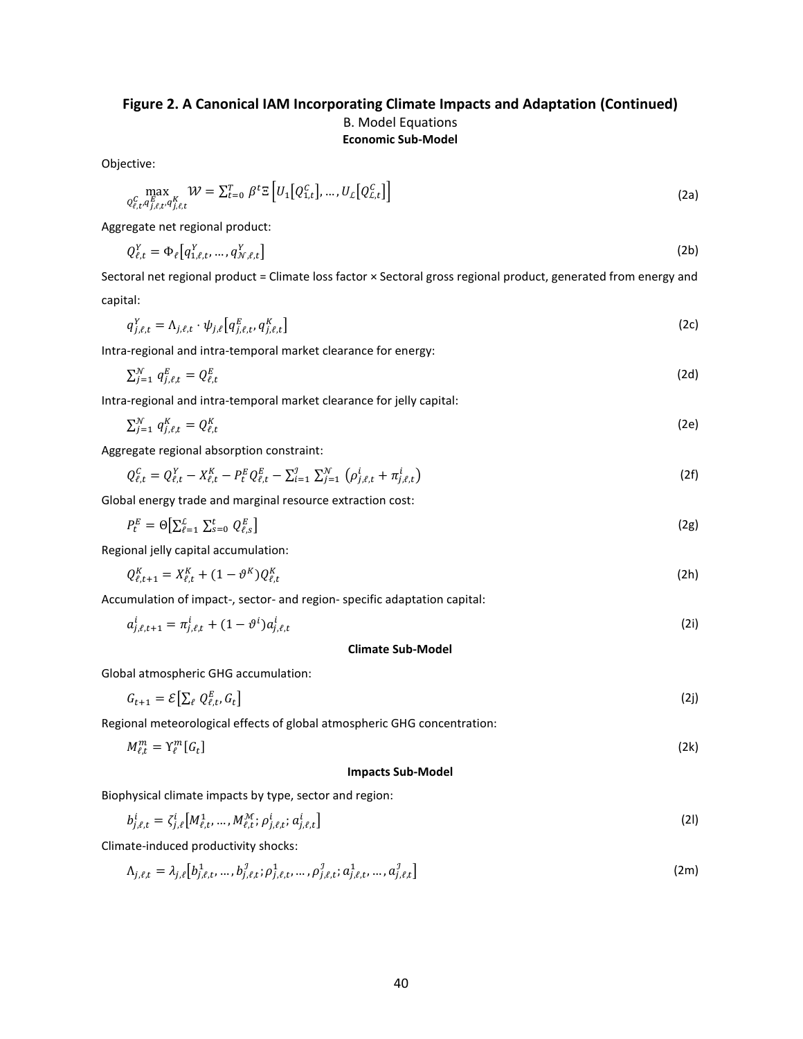# Figure 2. A Canonical IAM Incorporating Climate Impacts and Adaptation (Continued)

B. Model Equations

**Economic Sub-Model**

Objective:

$$\max_{Q^C_{\ell,t}, q^E_{j,\ell,t}, q^K_{j,\ell,t}} \mathcal{W} = \sum_{t=0}^{T} \beta^t \Xi\left[U_1\left[Q^C_{1,t}\right], \dots, U_{\mathcal{L}}\left[Q^C_{\mathcal{L},t}\right]\right] \tag{2a}$$

Aggregate net regional product:

$$Q^Y_{\ell,t} = \Phi_\ell\left[q^Y_{1,\ell,t}, \dots, q^Y_{\mathcal{N},\ell,t}\right] \tag{2b}$$

Sectoral net regional product = Climate loss factor × Sectoral gross regional product, generated from energy and capital:

$$q^Y_{j,\ell,t} = \Lambda_{j,\ell,t} \cdot \psi_{j,\ell}\left[q^E_{j,\ell,t}, q^K_{j,\ell,t}\right] \tag{2c}$$

Intra-regional and intra-temporal market clearance for energy:

$$\sum_{j=1}^{\mathcal{N}} q^E_{j,\ell,t} = Q^E_{\ell,t} \tag{2d}$$

Intra-regional and intra-temporal market clearance for jelly capital:

$$\sum_{j=1}^{\mathcal{N}} q^K_{j,\ell,t} = Q^K_{\ell,t} \tag{2e}$$

Aggregate regional absorption constraint:

$$Q^C_{\ell,t} = Q^Y_{\ell,t} - X^K_{\ell,t} - P^E_t Q^E_{\ell,t} - \sum_{i=1}^{\mathcal{I}} \sum_{j=1}^{\mathcal{N}} \left(\rho^i_{j,\ell,t} + \pi^i_{j,\ell,t}\right) \tag{2f}$$

Global energy trade and marginal resource extraction cost:

$$P^E_t = \Theta\left[\sum_{\ell=1}^{\mathcal{L}} \sum_{s=0}^{t} Q^E_{\ell,s}\right] \tag{2g}$$

Regional jelly capital accumulation:

$$Q^K_{\ell,t+1} = X^K_{\ell,t} + (1 - \vartheta^K) Q^K_{\ell,t} \tag{2h}$$

Accumulation of impact-, sector- and region- specific adaptation capital:

$$a^i_{j,\ell,t+1} = \pi^i_{j,\ell,t} + (1 - \vartheta^i) a^i_{j,\ell,t} \tag{2i}$$

**Climate Sub-Model**

Global atmospheric GHG accumulation:

$$G_{t+1} = \mathcal{E}\left[\sum_\ell Q^E_{\ell,t}, G_t\right] \tag{2j}$$

Regional meteorological effects of global atmospheric GHG concentration:

$$M^m_{\ell,t} = \Upsilon^m_\ell[G_t] \tag{2k}$$

**Impacts Sub-Model**

Biophysical climate impacts by type, sector and region:

$$b^i_{j,\ell,t} = \zeta^i_{j,\ell}\left[M^1_{\ell,t}, \dots, M^{\mathcal{M}}_{\ell,t}; \rho^i_{j,\ell,t}; a^i_{j,\ell,t}\right] \tag{2l}$$

Climate-induced productivity shocks:

$$\Lambda_{j,\ell,t} = \lambda_{j,\ell}\left[b^1_{j,\ell,t}, \dots, b^{\mathcal{I}}_{j,\ell,t}; \rho^1_{j,\ell,t}, \dots, \rho^{\mathcal{I}}_{j,\ell,t}; a^1_{j,\ell,t}, \dots, a^{\mathcal{I}}_{j,\ell,t}\right] \tag{2m}$$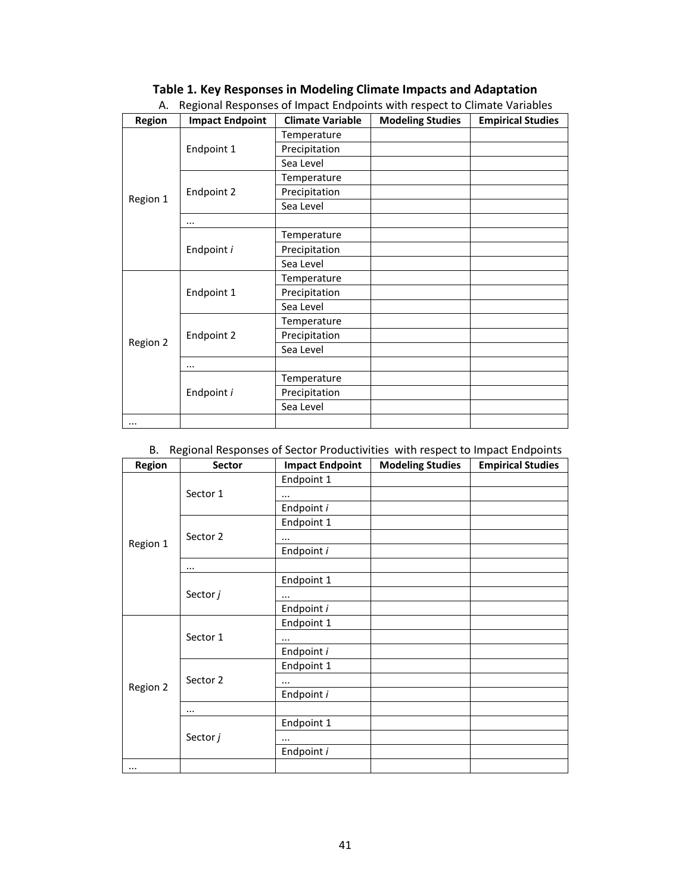**Table 1. Key Responses in Modeling Climate Impacts and Adaptation**

A. Regional Responses of Impact Endpoints with respect to Climate Variables

| Region | Impact Endpoint | Climate Variable | Modeling Studies | Empirical Studies |
|---|---|---|---|---|
| Region 1 | Endpoint 1 | Temperature | | |
| | | Precipitation | | |
| | | Sea Level | | |
| | Endpoint 2 | Temperature | | |
| | | Precipitation | | |
| | | Sea Level | | |
| | ... | | | |
| | Endpoint *i* | Temperature | | |
| | | Precipitation | | |
| | | Sea Level | | |
| Region 2 | Endpoint 1 | Temperature | | |
| | | Precipitation | | |
| | | Sea Level | | |
| | Endpoint 2 | Temperature | | |
| | | Precipitation | | |
| | | Sea Level | | |
| | ... | | | |
| | Endpoint *i* | Temperature | | |
| | | Precipitation | | |
| | | Sea Level | | |
| ... | | | | |

B. Regional Responses of Sector Productivities with respect to Impact Endpoints

| Region | Sector | Impact Endpoint | Modeling Studies | Empirical Studies |
|---|---|---|---|---|
| Region 1 | Sector 1 | Endpoint 1 | | |
| | | ... | | |
| | | Endpoint *i* | | |
| | Sector 2 | Endpoint 1 | | |
| | | ... | | |
| | | Endpoint *i* | | |
| | ... | | | |
| | Sector *j* | Endpoint 1 | | |
| | | ... | | |
| | | Endpoint *i* | | |
| Region 2 | Sector 1 | Endpoint 1 | | |
| | | ... | | |
| | | Endpoint *i* | | |
| | Sector 2 | Endpoint 1 | | |
| | | ... | | |
| | | Endpoint *i* | | |
| | ... | | | |
| | Sector *j* | Endpoint 1 | | |
| | | ... | | |
| | | Endpoint *i* | | |
| ... | | | | |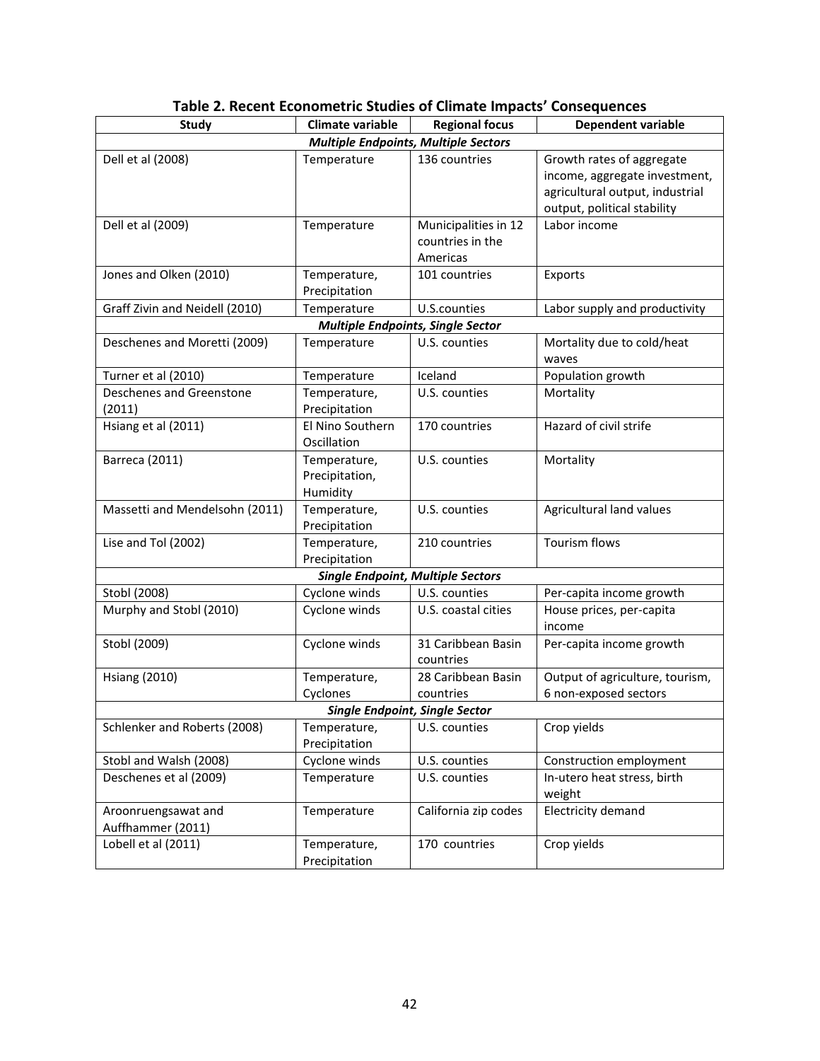**Table 2. Recent Econometric Studies of Climate Impacts' Consequences**

| Study | Climate variable | Regional focus | Dependent variable |
|---|---|---|---|
| ***Multiple Endpoints, Multiple Sectors*** | | | |
| Dell et al (2008) | Temperature | 136 countries | Growth rates of aggregate income, aggregate investment, agricultural output, industrial output, political stability |
| Dell et al (2009) | Temperature | Municipalities in 12 countries in the Americas | Labor income |
| Jones and Olken (2010) | Temperature, Precipitation | 101 countries | Exports |
| Graff Zivin and Neidell (2010) | Temperature | U.S.counties | Labor supply and productivity |
| ***Multiple Endpoints, Single Sector*** | | | |
| Deschenes and Moretti (2009) | Temperature | U.S. counties | Mortality due to cold/heat waves |
| Turner et al (2010) | Temperature | Iceland | Population growth |
| Deschenes and Greenstone (2011) | Temperature, Precipitation | U.S. counties | Mortality |
| Hsiang et al (2011) | El Nino Southern Oscillation | 170 countries | Hazard of civil strife |
| Barreca (2011) | Temperature, Precipitation, Humidity | U.S. counties | Mortality |
| Massetti and Mendelsohn (2011) | Temperature, Precipitation | U.S. counties | Agricultural land values |
| Lise and Tol (2002) | Temperature, Precipitation | 210 countries | Tourism flows |
| ***Single Endpoint, Multiple Sectors*** | | | |
| Stobl (2008) | Cyclone winds | U.S. counties | Per-capita income growth |
| Murphy and Stobl (2010) | Cyclone winds | U.S. coastal cities | House prices, per-capita income |
| Stobl (2009) | Cyclone winds | 31 Caribbean Basin countries | Per-capita income growth |
| Hsiang (2010) | Temperature, Cyclones | 28 Caribbean Basin countries | Output of agriculture, tourism, 6 non-exposed sectors |
| ***Single Endpoint, Single Sector*** | | | |
| Schlenker and Roberts (2008) | Temperature, Precipitation | U.S. counties | Crop yields |
| Stobl and Walsh (2008) | Cyclone winds | U.S. counties | Construction employment |
| Deschenes et al (2009) | Temperature | U.S. counties | In-utero heat stress, birth weight |
| Aroonruengsawat and Auffhammer (2011) | Temperature | California zip codes | Electricity demand |
| Lobell et al (2011) | Temperature, Precipitation | 170 countries | Crop yields |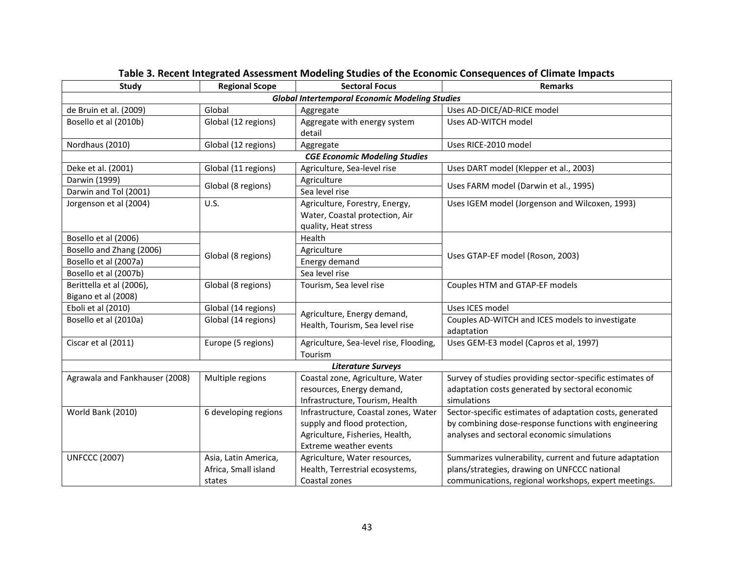**Table 3. Recent Integrated Assessment Modeling Studies of the Economic Consequences of Climate Impacts**

| Study | Regional Scope | Sectoral Focus | Remarks |
|---|---|---|---|
| ***Global Intertemporal Economic Modeling Studies*** | | | |
| de Bruin et al. (2009) | Global | Aggregate | Uses AD-DICE/AD-RICE model |
| Bosello et al (2010b) | Global (12 regions) | Aggregate with energy system detail | Uses AD-WITCH model |
| Nordhaus (2010) | Global (12 regions) | Aggregate | Uses RICE-2010 model |
| ***CGE Economic Modeling Studies*** | | | |
| Deke et al. (2001) | Global (11 regions) | Agriculture, Sea-level rise | Uses DART model (Klepper et al., 2003) |
| Darwin (1999) | Global (8 regions) | Agriculture | Uses FARM model (Darwin et al., 1995) |
| Darwin and Tol (2001) | Global (8 regions) | Sea level rise | Uses FARM model (Darwin et al., 1995) |
| Jorgenson et al (2004) | U.S. | Agriculture, Forestry, Energy, Water, Coastal protection, Air quality, Heat stress | Uses IGEM model (Jorgenson and Wilcoxen, 1993) |
| Bosello et al (2006) | Global (8 regions) | Health | Uses GTAP-EF model (Roson, 2003) |
| Bosello and Zhang (2006) | Global (8 regions) | Agriculture | Uses GTAP-EF model (Roson, 2003) |
| Bosello et al (2007a) | Global (8 regions) | Energy demand | Uses GTAP-EF model (Roson, 2003) |
| Bosello et al (2007b) | Global (8 regions) | Sea level rise | Uses GTAP-EF model (Roson, 2003) |
| Berittella et al (2006), Bigano et al (2008) | Global (8 regions) | Tourism, Sea level rise | Couples HTM and GTAP-EF models |
| Eboli et al (2010) | Global (14 regions) | Agriculture, Energy demand, Health, Tourism, Sea level rise | Uses ICES model |
| Bosello et al (2010a) | Global (14 regions) | Agriculture, Energy demand, Health, Tourism, Sea level rise | Couples AD-WITCH and ICES models to investigate adaptation |
| Ciscar et al (2011) | Europe (5 regions) | Agriculture, Sea-level rise, Flooding, Tourism | Uses GEM-E3 model (Capros et al, 1997) |
| ***Literature Surveys*** | | | |
| Agrawala and Fankhauser (2008) | Multiple regions | Coastal zone, Agriculture, Water resources, Energy demand, Infrastructure, Tourism, Health | Survey of studies providing sector-specific estimates of adaptation costs generated by sectoral economic simulations |
| World Bank (2010) | 6 developing regions | Infrastructure, Coastal zones, Water supply and flood protection, Agriculture, Fisheries, Health, Extreme weather events | Sector-specific estimates of adaptation costs, generated by combining dose-response functions with engineering analyses and sectoral economic simulations |
| UNFCCC (2007) | Asia, Latin America, Africa, Small island states | Agriculture, Water resources, Health, Terrestrial ecosystems, Coastal zones | Summarizes vulnerability, current and future adaptation plans/strategies, drawing on UNFCCC national communications, regional workshops, expert meetings. |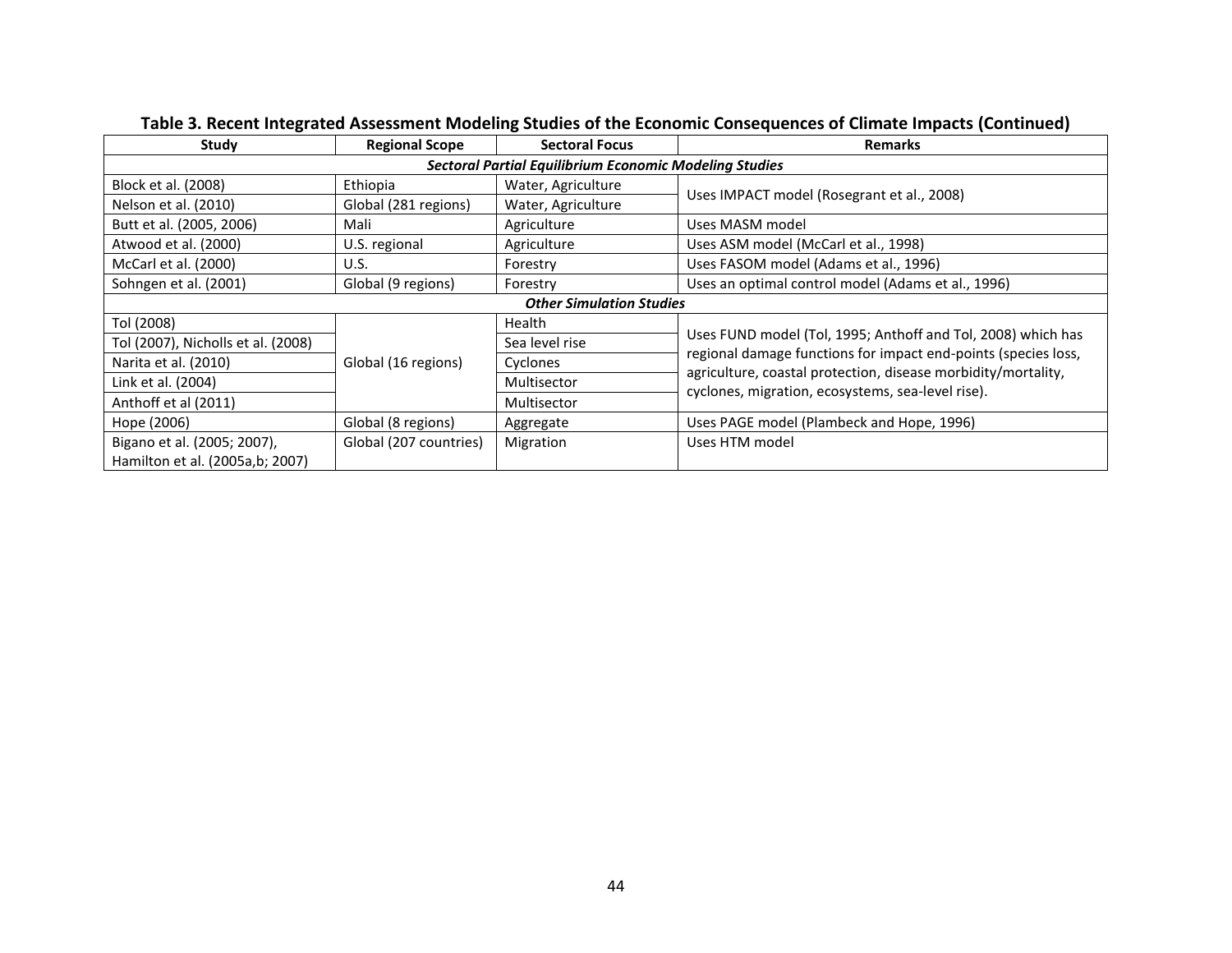**Table 3. Recent Integrated Assessment Modeling Studies of the Economic Consequences of Climate Impacts (Continued)**

| Study | Regional Scope | Sectoral Focus | Remarks |
|---|---|---|---|
| ***Sectoral Partial Equilibrium Economic Modeling Studies*** | | | |
| Block et al. (2008) | Ethiopia | Water, Agriculture | Uses IMPACT model (Rosegrant et al., 2008) |
| Nelson et al. (2010) | Global (281 regions) | Water, Agriculture | |
| Butt et al. (2005, 2006) | Mali | Agriculture | Uses MASM model |
| Atwood et al. (2000) | U.S. regional | Agriculture | Uses ASM model (McCarl et al., 1998) |
| McCarl et al. (2000) | U.S. | Forestry | Uses FASOM model (Adams et al., 1996) |
| Sohngen et al. (2001) | Global (9 regions) | Forestry | Uses an optimal control model (Adams et al., 1996) |
| ***Other Simulation Studies*** | | | |
| Tol (2008) | Global (16 regions) | Health | Uses FUND model (Tol, 1995; Anthoff and Tol, 2008) which has regional damage functions for impact end-points (species loss, agriculture, coastal protection, disease morbidity/mortality, cyclones, migration, ecosystems, sea-level rise). |
| Tol (2007), Nicholls et al. (2008) | | Sea level rise | |
| Narita et al. (2010) | | Cyclones | |
| Link et al. (2004) | | Multisector | |
| Anthoff et al (2011) | | Multisector | |
| Hope (2006) | Global (8 regions) | Aggregate | Uses PAGE model (Plambeck and Hope, 1996) |
| Bigano et al. (2005; 2007), Hamilton et al. (2005a,b; 2007) | Global (207 countries) | Migration | Uses HTM model |